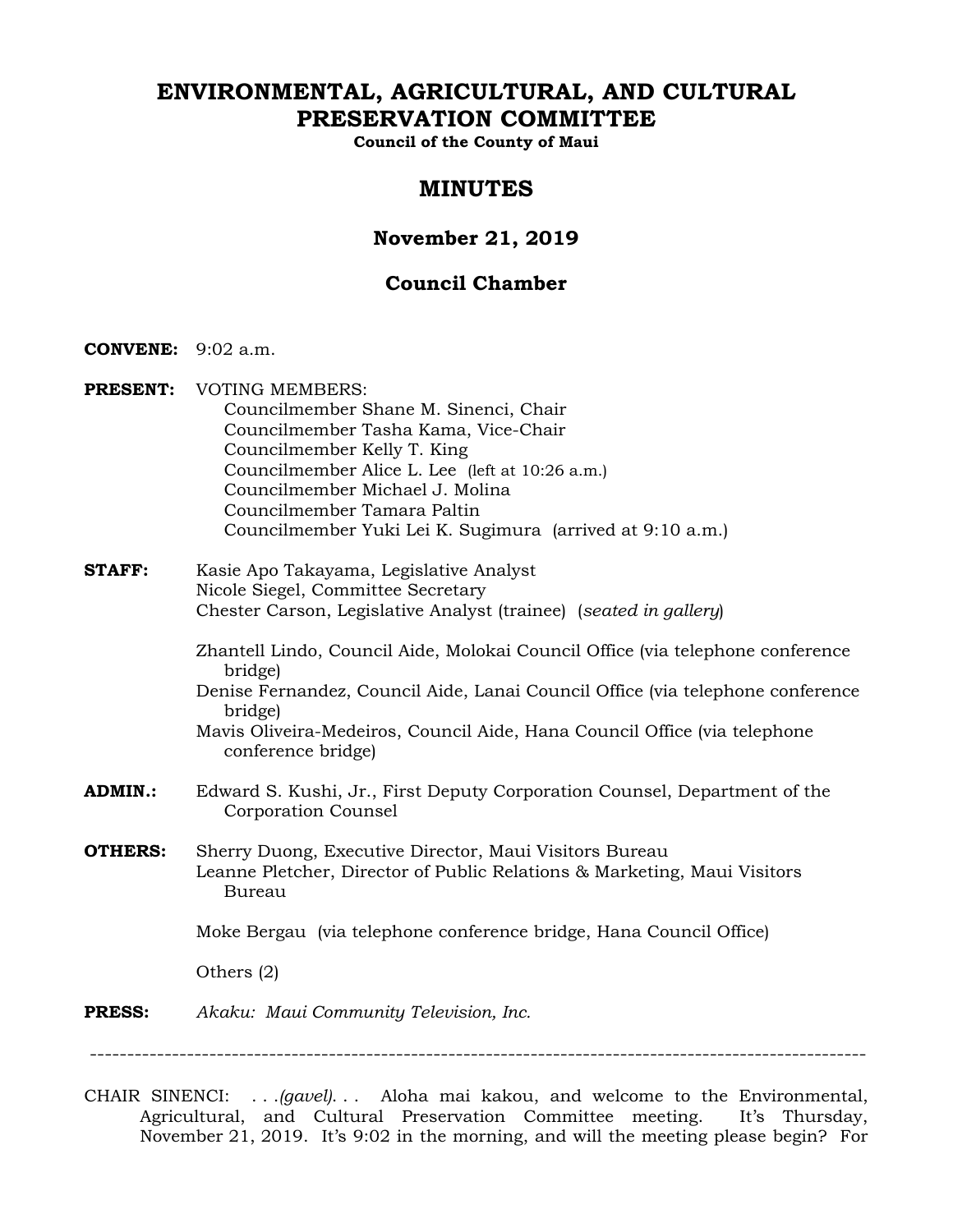# ENVIRONMENTAL, AGRICULTURAL, AND CULTURAL PRESERVATION COMMITTEE

**Council of the County of Maui**

## MINUTES

### November 21, 2019

### Council Chamber

**CONVENE:** 9:02 a.m.

**PRESENT:** VOTING MEMBERS:
Councilmember Shane M. Sinenci, Chair
Councilmember Tasha Kama, Vice-Chair
Councilmember Kelly T. King
Councilmember Alice L. Lee (left at 10:26 a.m.)
Councilmember Michael J. Molina
Councilmember Tamara Paltin
Councilmember Yuki Lei K. Sugimura (arrived at 9:10 a.m.)

**STAFF:** Kasie Apo Takayama, Legislative Analyst
Nicole Siegel, Committee Secretary
Chester Carson, Legislative Analyst (trainee) (*seated in gallery*)

Zhantell Lindo, Council Aide, Molokai Council Office (via telephone conference bridge)
Denise Fernandez, Council Aide, Lanai Council Office (via telephone conference bridge)
Mavis Oliveira-Medeiros, Council Aide, Hana Council Office (via telephone conference bridge)

**ADMIN.:** Edward S. Kushi, Jr., First Deputy Corporation Counsel, Department of the Corporation Counsel

**OTHERS:** Sherry Duong, Executive Director, Maui Visitors Bureau
Leanne Pletcher, Director of Public Relations & Marketing, Maui Visitors Bureau

Moke Bergau (via telephone conference bridge, Hana Council Office)

Others (2)

**PRESS:** *Akaku: Maui Community Television, Inc.*

---

CHAIR SINENCI: . . .*(gavel)*. . . Aloha mai kakou, and welcome to the Environmental, Agricultural, and Cultural Preservation Committee meeting. It's Thursday, November 21, 2019. It's 9:02 in the morning, and will the meeting please begin? For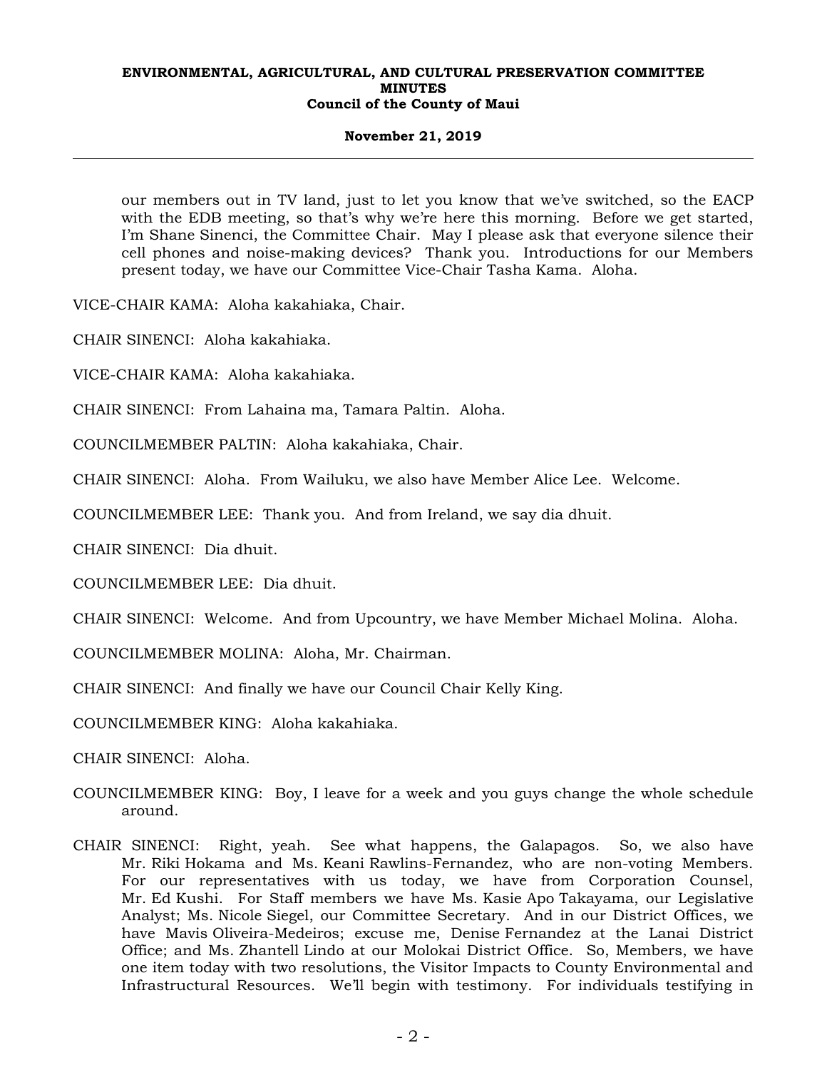our members out in TV land, just to let you know that we've switched, so the EACP with the EDB meeting, so that's why we're here this morning. Before we get started, I'm Shane Sinenci, the Committee Chair. May I please ask that everyone silence their cell phones and noise-making devices? Thank you. Introductions for our Members present today, we have our Committee Vice-Chair Tasha Kama. Aloha.

VICE-CHAIR KAMA: Aloha kakahiaka, Chair.

CHAIR SINENCI: Aloha kakahiaka.

VICE-CHAIR KAMA: Aloha kakahiaka.

CHAIR SINENCI: From Lahaina ma, Tamara Paltin. Aloha.

COUNCILMEMBER PALTIN: Aloha kakahiaka, Chair.

CHAIR SINENCI: Aloha. From Wailuku, we also have Member Alice Lee. Welcome.

COUNCILMEMBER LEE: Thank you. And from Ireland, we say dia dhuit.

CHAIR SINENCI: Dia dhuit.

COUNCILMEMBER LEE: Dia dhuit.

CHAIR SINENCI: Welcome. And from Upcountry, we have Member Michael Molina. Aloha.

COUNCILMEMBER MOLINA: Aloha, Mr. Chairman.

CHAIR SINENCI: And finally we have our Council Chair Kelly King.

COUNCILMEMBER KING: Aloha kakahiaka.

CHAIR SINENCI: Aloha.

COUNCILMEMBER KING: Boy, I leave for a week and you guys change the whole schedule around.

CHAIR SINENCI: Right, yeah. See what happens, the Galapagos. So, we also have Mr. Riki Hokama and Ms. Keani Rawlins-Fernandez, who are non-voting Members. For our representatives with us today, we have from Corporation Counsel, Mr. Ed Kushi. For Staff members we have Ms. Kasie Apo Takayama, our Legislative Analyst; Ms. Nicole Siegel, our Committee Secretary. And in our District Offices, we have Mavis Oliveira-Medeiros; excuse me, Denise Fernandez at the Lanai District Office; and Ms. Zhantell Lindo at our Molokai District Office. So, Members, we have one item today with two resolutions, the Visitor Impacts to County Environmental and Infrastructural Resources. We'll begin with testimony. For individuals testifying in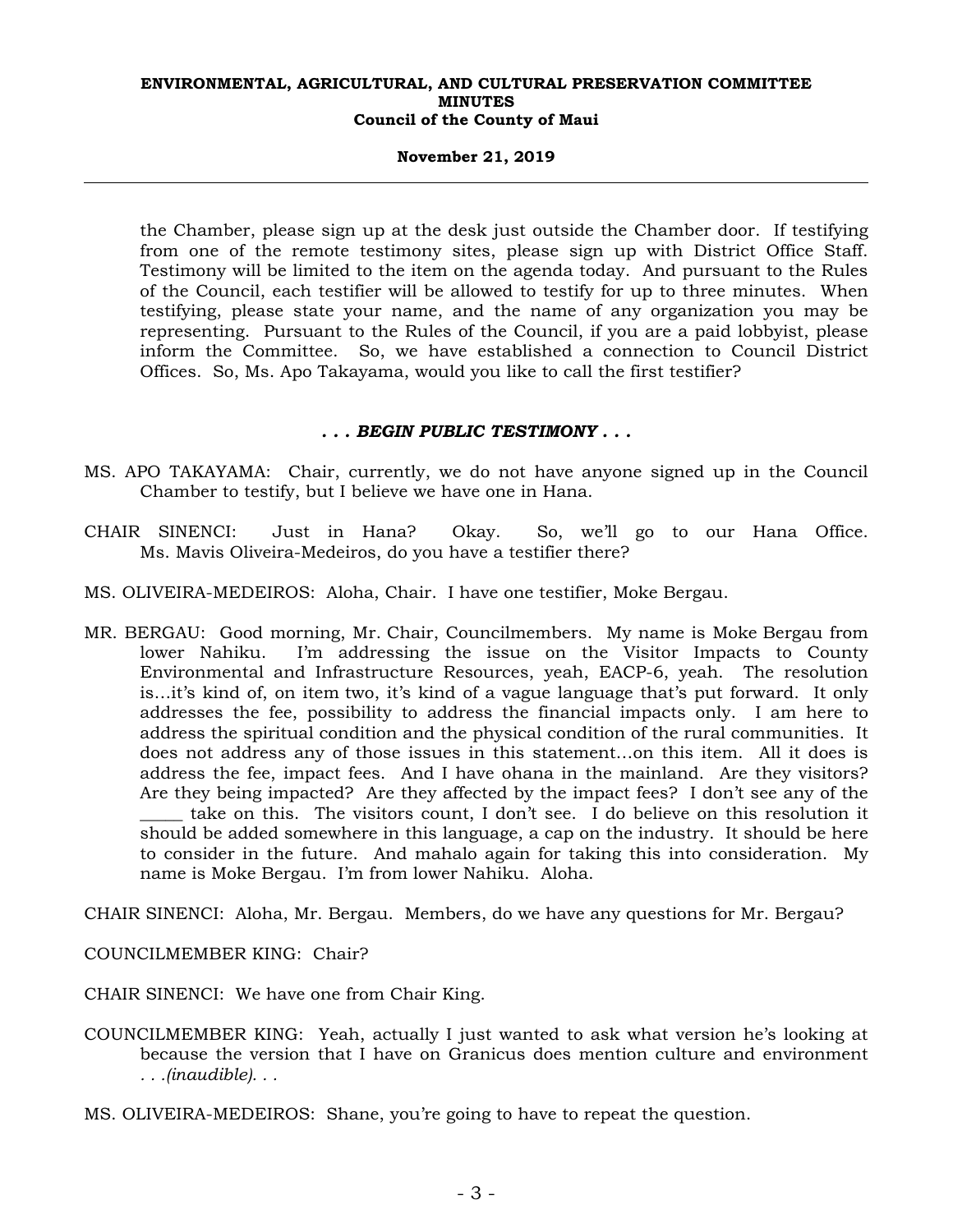the Chamber, please sign up at the desk just outside the Chamber door. If testifying from one of the remote testimony sites, please sign up with District Office Staff. Testimony will be limited to the item on the agenda today. And pursuant to the Rules of the Council, each testifier will be allowed to testify for up to three minutes. When testifying, please state your name, and the name of any organization you may be representing. Pursuant to the Rules of the Council, if you are a paid lobbyist, please inform the Committee. So, we have established a connection to Council District Offices. So, Ms. Apo Takayama, would you like to call the first testifier?

***. . . BEGIN PUBLIC TESTIMONY . . .***

MS. APO TAKAYAMA: Chair, currently, we do not have anyone signed up in the Council Chamber to testify, but I believe we have one in Hana.

CHAIR SINENCI: Just in Hana? Okay. So, we'll go to our Hana Office. Ms. Mavis Oliveira-Medeiros, do you have a testifier there?

MS. OLIVEIRA-MEDEIROS: Aloha, Chair. I have one testifier, Moke Bergau.

MR. BERGAU: Good morning, Mr. Chair, Councilmembers. My name is Moke Bergau from lower Nahiku. I'm addressing the issue on the Visitor Impacts to County Environmental and Infrastructure Resources, yeah, EACP-6, yeah. The resolution is...it's kind of, on item two, it's kind of a vague language that's put forward. It only addresses the fee, possibility to address the financial impacts only. I am here to address the spiritual condition and the physical condition of the rural communities. It does not address any of those issues in this statement...on this item. All it does is address the fee, impact fees. And I have ohana in the mainland. Are they visitors? Are they being impacted? Are they affected by the impact fees? I don't see any of the _____ take on this. The visitors count, I don't see. I do believe on this resolution it should be added somewhere in this language, a cap on the industry. It should be here to consider in the future. And mahalo again for taking this into consideration. My name is Moke Bergau. I'm from lower Nahiku. Aloha.

CHAIR SINENCI: Aloha, Mr. Bergau. Members, do we have any questions for Mr. Bergau?

COUNCILMEMBER KING: Chair?

CHAIR SINENCI: We have one from Chair King.

COUNCILMEMBER KING: Yeah, actually I just wanted to ask what version he's looking at because the version that I have on Granicus does mention culture and environment *. . .(inaudible). . .*

MS. OLIVEIRA-MEDEIROS: Shane, you're going to have to repeat the question.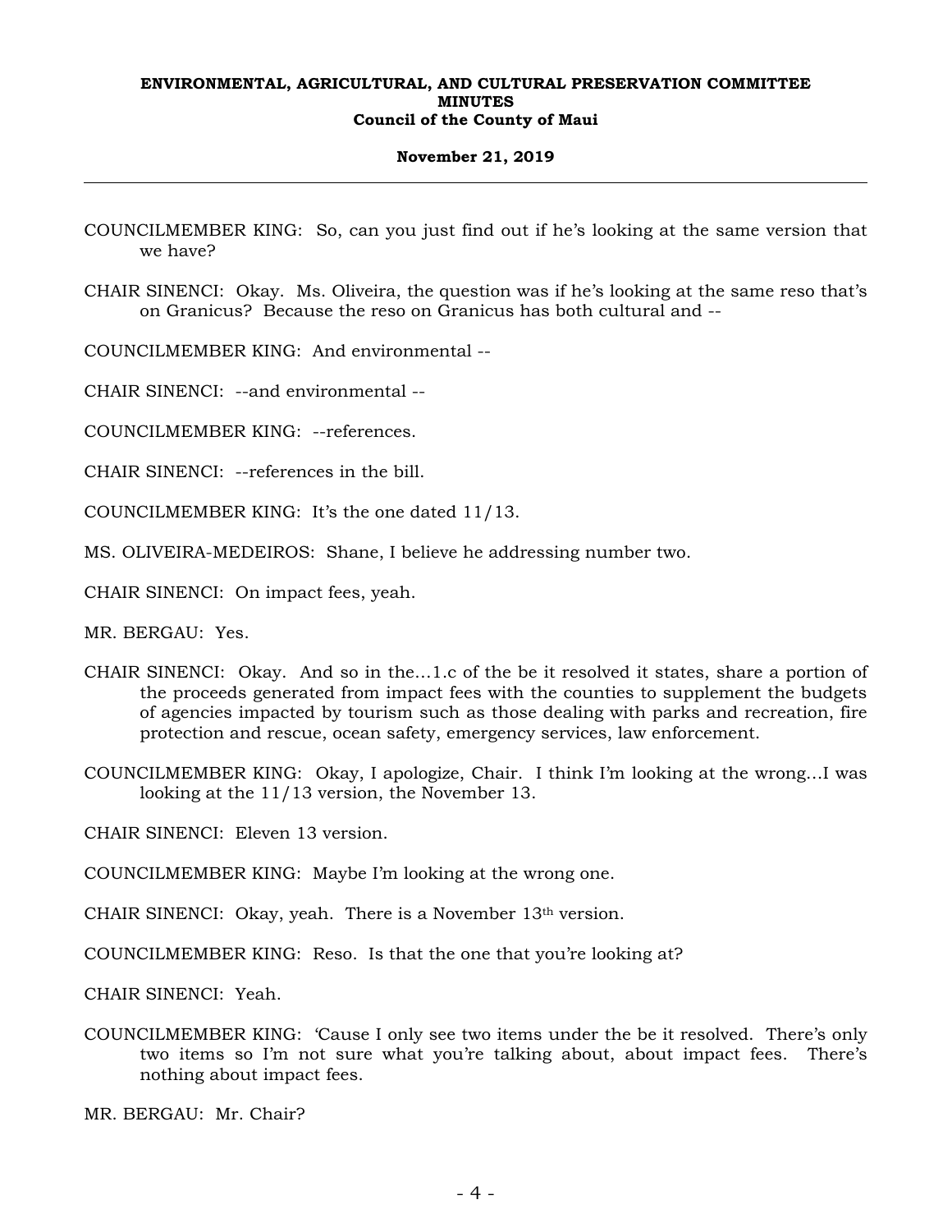COUNCILMEMBER KING: So, can you just find out if he's looking at the same version that we have?

CHAIR SINENCI: Okay. Ms. Oliveira, the question was if he's looking at the same reso that's on Granicus? Because the reso on Granicus has both cultural and --

COUNCILMEMBER KING: And environmental --

CHAIR SINENCI: --and environmental --

COUNCILMEMBER KING: --references.

CHAIR SINENCI: --references in the bill.

COUNCILMEMBER KING: It's the one dated 11/13.

MS. OLIVEIRA-MEDEIROS: Shane, I believe he addressing number two.

CHAIR SINENCI: On impact fees, yeah.

MR. BERGAU: Yes.

CHAIR SINENCI: Okay. And so in the…1.c of the be it resolved it states, share a portion of the proceeds generated from impact fees with the counties to supplement the budgets of agencies impacted by tourism such as those dealing with parks and recreation, fire protection and rescue, ocean safety, emergency services, law enforcement.

COUNCILMEMBER KING: Okay, I apologize, Chair. I think I'm looking at the wrong…I was looking at the 11/13 version, the November 13.

CHAIR SINENCI: Eleven 13 version.

COUNCILMEMBER KING: Maybe I'm looking at the wrong one.

CHAIR SINENCI: Okay, yeah. There is a November 13th version.

COUNCILMEMBER KING: Reso. Is that the one that you're looking at?

CHAIR SINENCI: Yeah.

COUNCILMEMBER KING: 'Cause I only see two items under the be it resolved. There's only two items so I'm not sure what you're talking about, about impact fees. There's nothing about impact fees.

MR. BERGAU: Mr. Chair?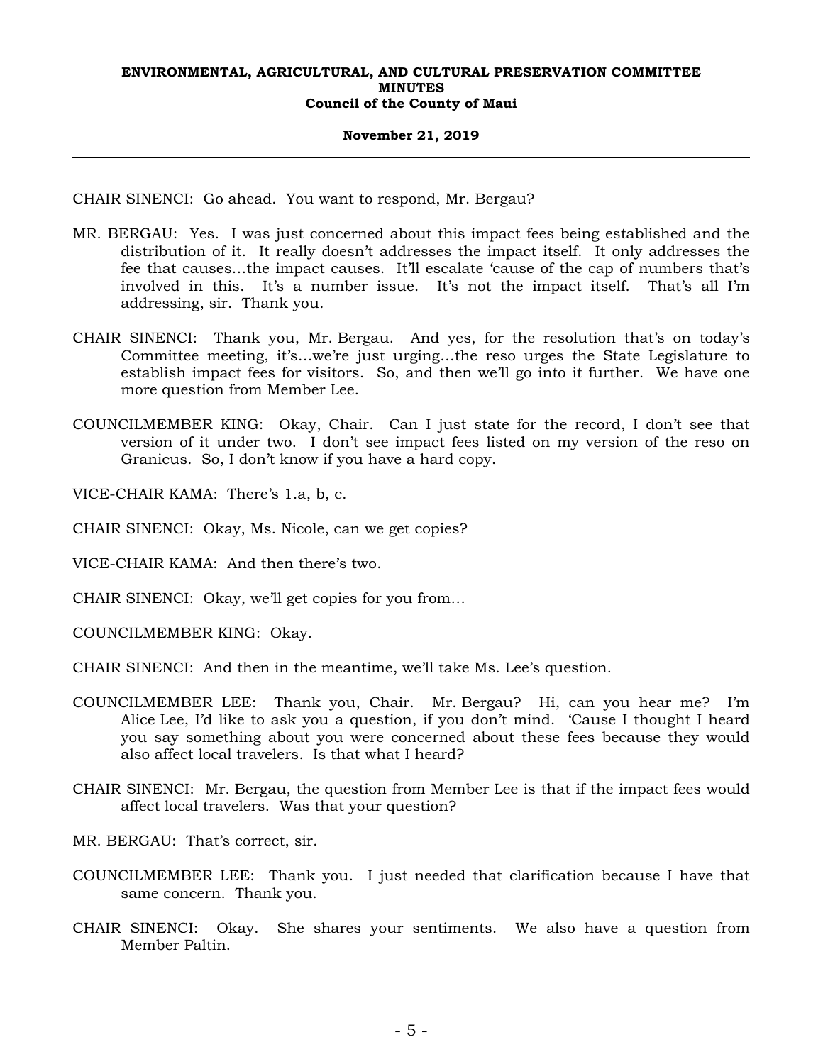CHAIR SINENCI: Go ahead. You want to respond, Mr. Bergau?

MR. BERGAU: Yes. I was just concerned about this impact fees being established and the distribution of it. It really doesn't addresses the impact itself. It only addresses the fee that causes…the impact causes. It'll escalate 'cause of the cap of numbers that's involved in this. It's a number issue. It's not the impact itself. That's all I'm addressing, sir. Thank you.

CHAIR SINENCI: Thank you, Mr. Bergau. And yes, for the resolution that's on today's Committee meeting, it's…we're just urging…the reso urges the State Legislature to establish impact fees for visitors. So, and then we'll go into it further. We have one more question from Member Lee.

COUNCILMEMBER KING: Okay, Chair. Can I just state for the record, I don't see that version of it under two. I don't see impact fees listed on my version of the reso on Granicus. So, I don't know if you have a hard copy.

VICE-CHAIR KAMA: There's 1.a, b, c.

CHAIR SINENCI: Okay, Ms. Nicole, can we get copies?

VICE-CHAIR KAMA: And then there's two.

CHAIR SINENCI: Okay, we'll get copies for you from…

COUNCILMEMBER KING: Okay.

CHAIR SINENCI: And then in the meantime, we'll take Ms. Lee's question.

COUNCILMEMBER LEE: Thank you, Chair. Mr. Bergau? Hi, can you hear me? I'm Alice Lee, I'd like to ask you a question, if you don't mind. 'Cause I thought I heard you say something about you were concerned about these fees because they would also affect local travelers. Is that what I heard?

CHAIR SINENCI: Mr. Bergau, the question from Member Lee is that if the impact fees would affect local travelers. Was that your question?

MR. BERGAU: That's correct, sir.

COUNCILMEMBER LEE: Thank you. I just needed that clarification because I have that same concern. Thank you.

CHAIR SINENCI: Okay. She shares your sentiments. We also have a question from Member Paltin.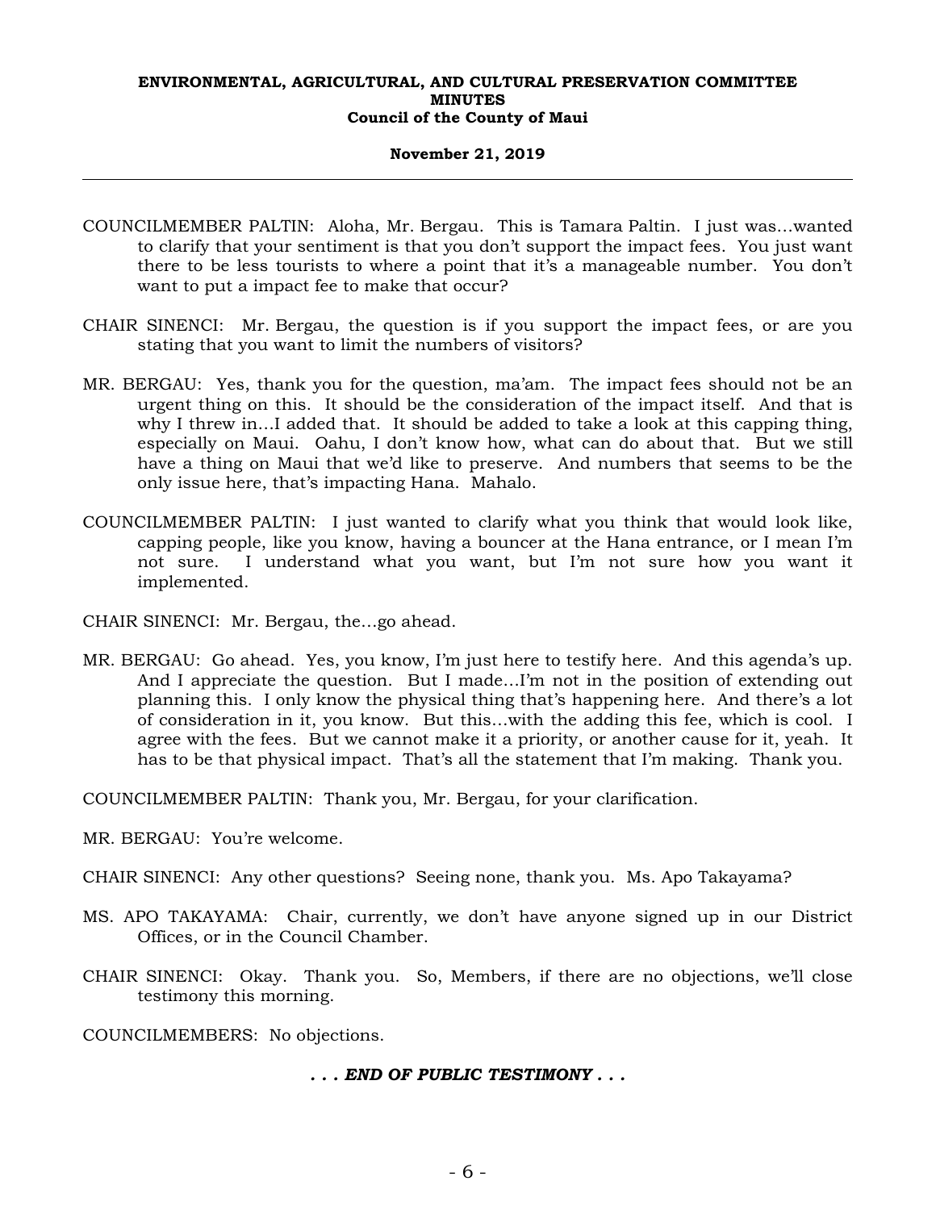COUNCILMEMBER PALTIN: Aloha, Mr. Bergau. This is Tamara Paltin. I just was…wanted to clarify that your sentiment is that you don't support the impact fees. You just want there to be less tourists to where a point that it's a manageable number. You don't want to put a impact fee to make that occur?

CHAIR SINENCI: Mr. Bergau, the question is if you support the impact fees, or are you stating that you want to limit the numbers of visitors?

MR. BERGAU: Yes, thank you for the question, ma'am. The impact fees should not be an urgent thing on this. It should be the consideration of the impact itself. And that is why I threw in…I added that. It should be added to take a look at this capping thing, especially on Maui. Oahu, I don't know how, what can do about that. But we still have a thing on Maui that we'd like to preserve. And numbers that seems to be the only issue here, that's impacting Hana. Mahalo.

COUNCILMEMBER PALTIN: I just wanted to clarify what you think that would look like, capping people, like you know, having a bouncer at the Hana entrance, or I mean I'm not sure. I understand what you want, but I'm not sure how you want it implemented.

CHAIR SINENCI: Mr. Bergau, the…go ahead.

MR. BERGAU: Go ahead. Yes, you know, I'm just here to testify here. And this agenda's up. And I appreciate the question. But I made…I'm not in the position of extending out planning this. I only know the physical thing that's happening here. And there's a lot of consideration in it, you know. But this…with the adding this fee, which is cool. I agree with the fees. But we cannot make it a priority, or another cause for it, yeah. It has to be that physical impact. That's all the statement that I'm making. Thank you.

COUNCILMEMBER PALTIN: Thank you, Mr. Bergau, for your clarification.

MR. BERGAU: You're welcome.

CHAIR SINENCI: Any other questions? Seeing none, thank you. Ms. Apo Takayama?

MS. APO TAKAYAMA: Chair, currently, we don't have anyone signed up in our District Offices, or in the Council Chamber.

CHAIR SINENCI: Okay. Thank you. So, Members, if there are no objections, we'll close testimony this morning.

COUNCILMEMBERS: No objections.

***. . . END OF PUBLIC TESTIMONY . . .***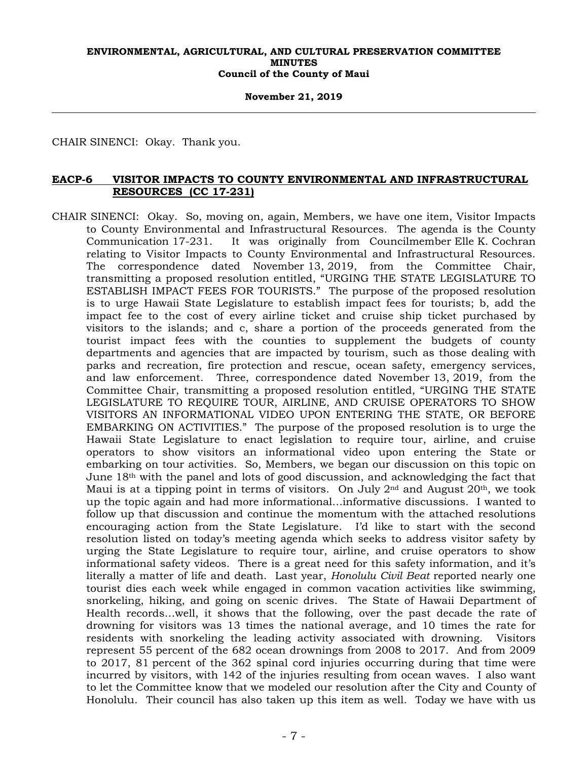CHAIR SINENCI: Okay. Thank you.

**EACP-6 VISITOR IMPACTS TO COUNTY ENVIRONMENTAL AND INFRASTRUCTURAL RESOURCES (CC 17-231)**

CHAIR SINENCI: Okay. So, moving on, again, Members, we have one item, Visitor Impacts to County Environmental and Infrastructural Resources. The agenda is the County Communication 17-231. It was originally from Councilmember Elle K. Cochran relating to Visitor Impacts to County Environmental and Infrastructural Resources. The correspondence dated November 13, 2019, from the Committee Chair, transmitting a proposed resolution entitled, "URGING THE STATE LEGISLATURE TO ESTABLISH IMPACT FEES FOR TOURISTS." The purpose of the proposed resolution is to urge Hawaii State Legislature to establish impact fees for tourists; b, add the impact fee to the cost of every airline ticket and cruise ship ticket purchased by visitors to the islands; and c, share a portion of the proceeds generated from the tourist impact fees with the counties to supplement the budgets of county departments and agencies that are impacted by tourism, such as those dealing with parks and recreation, fire protection and rescue, ocean safety, emergency services, and law enforcement. Three, correspondence dated November 13, 2019, from the Committee Chair, transmitting a proposed resolution entitled, "URGING THE STATE LEGISLATURE TO REQUIRE TOUR, AIRLINE, AND CRUISE OPERATORS TO SHOW VISITORS AN INFORMATIONAL VIDEO UPON ENTERING THE STATE, OR BEFORE EMBARKING ON ACTIVITIES." The purpose of the proposed resolution is to urge the Hawaii State Legislature to enact legislation to require tour, airline, and cruise operators to show visitors an informational video upon entering the State or embarking on tour activities. So, Members, we began our discussion on this topic on June 18th with the panel and lots of good discussion, and acknowledging the fact that Maui is at a tipping point in terms of visitors. On July 2nd and August 20th, we took up the topic again and had more informational...informative discussions. I wanted to follow up that discussion and continue the momentum with the attached resolutions encouraging action from the State Legislature. I'd like to start with the second resolution listed on today's meeting agenda which seeks to address visitor safety by urging the State Legislature to require tour, airline, and cruise operators to show informational safety videos. There is a great need for this safety information, and it's literally a matter of life and death. Last year, *Honolulu Civil Beat* reported nearly one tourist dies each week while engaged in common vacation activities like swimming, snorkeling, hiking, and going on scenic drives. The State of Hawaii Department of Health records...well, it shows that the following, over the past decade the rate of drowning for visitors was 13 times the national average, and 10 times the rate for residents with snorkeling the leading activity associated with drowning. Visitors represent 55 percent of the 682 ocean drownings from 2008 to 2017. And from 2009 to 2017, 81 percent of the 362 spinal cord injuries occurring during that time were incurred by visitors, with 142 of the injuries resulting from ocean waves. I also want to let the Committee know that we modeled our resolution after the City and County of Honolulu. Their council has also taken up this item as well. Today we have with us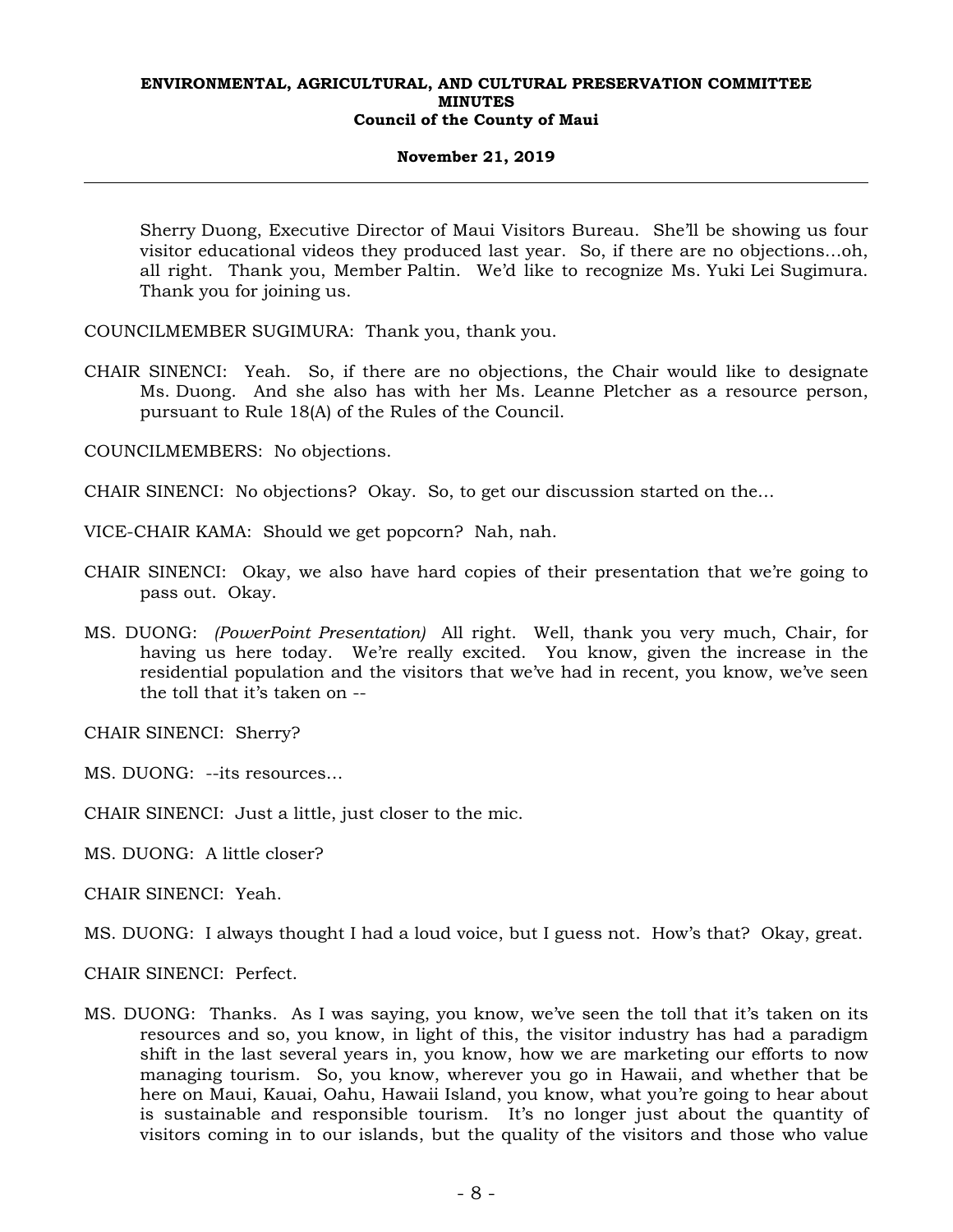Sherry Duong, Executive Director of Maui Visitors Bureau. She'll be showing us four visitor educational videos they produced last year. So, if there are no objections…oh, all right. Thank you, Member Paltin. We'd like to recognize Ms. Yuki Lei Sugimura. Thank you for joining us.

COUNCILMEMBER SUGIMURA: Thank you, thank you.

CHAIR SINENCI: Yeah. So, if there are no objections, the Chair would like to designate Ms. Duong. And she also has with her Ms. Leanne Pletcher as a resource person, pursuant to Rule 18(A) of the Rules of the Council.

COUNCILMEMBERS: No objections.

CHAIR SINENCI: No objections? Okay. So, to get our discussion started on the…

VICE-CHAIR KAMA: Should we get popcorn? Nah, nah.

CHAIR SINENCI: Okay, we also have hard copies of their presentation that we're going to pass out. Okay.

MS. DUONG: *(PowerPoint Presentation)* All right. Well, thank you very much, Chair, for having us here today. We're really excited. You know, given the increase in the residential population and the visitors that we've had in recent, you know, we've seen the toll that it's taken on --

CHAIR SINENCI: Sherry?

MS. DUONG: --its resources…

CHAIR SINENCI: Just a little, just closer to the mic.

MS. DUONG: A little closer?

CHAIR SINENCI: Yeah.

MS. DUONG: I always thought I had a loud voice, but I guess not. How's that? Okay, great.

CHAIR SINENCI: Perfect.

MS. DUONG: Thanks. As I was saying, you know, we've seen the toll that it's taken on its resources and so, you know, in light of this, the visitor industry has had a paradigm shift in the last several years in, you know, how we are marketing our efforts to now managing tourism. So, you know, wherever you go in Hawaii, and whether that be here on Maui, Kauai, Oahu, Hawaii Island, you know, what you're going to hear about is sustainable and responsible tourism. It's no longer just about the quantity of visitors coming in to our islands, but the quality of the visitors and those who value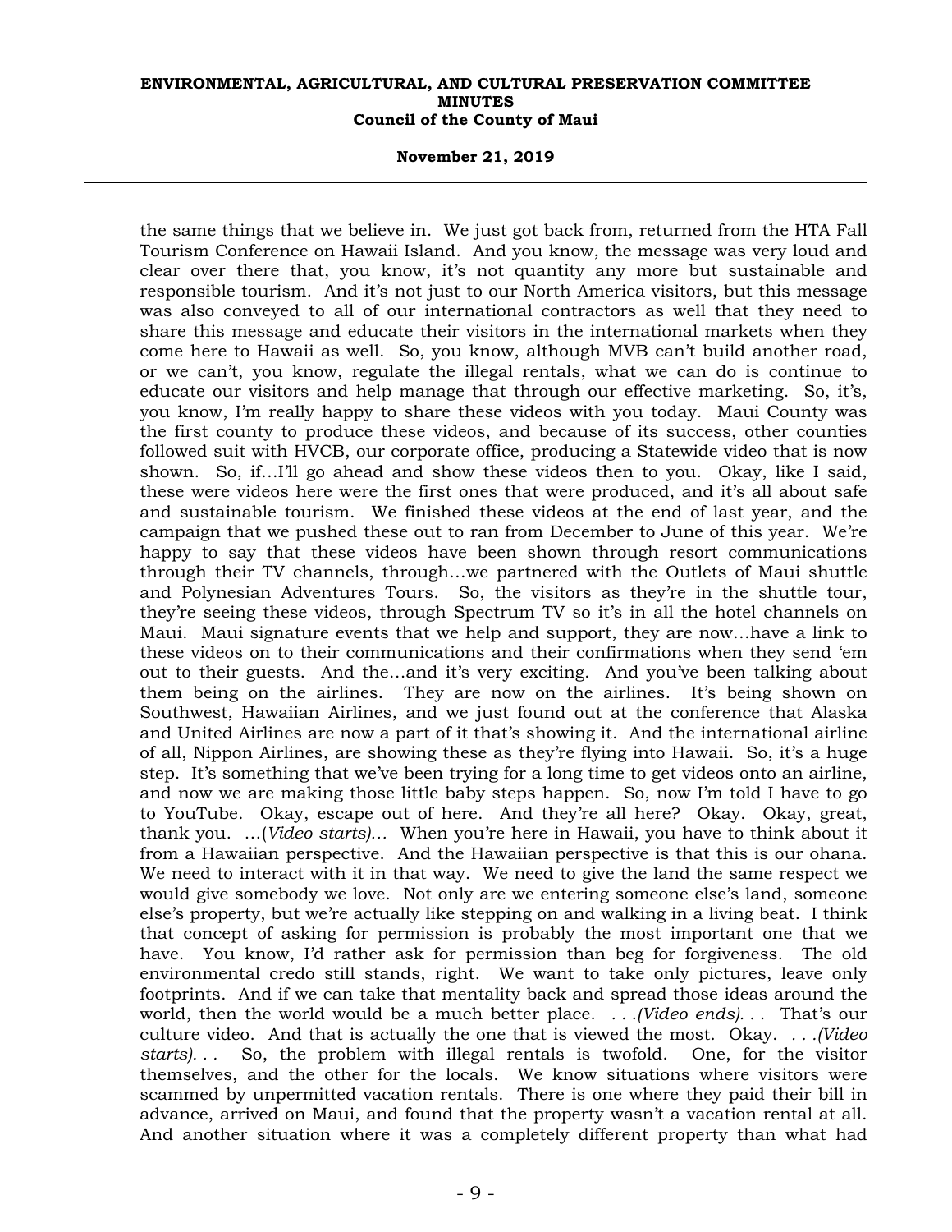the same things that we believe in. We just got back from, returned from the HTA Fall Tourism Conference on Hawaii Island. And you know, the message was very loud and clear over there that, you know, it's not quantity any more but sustainable and responsible tourism. And it's not just to our North America visitors, but this message was also conveyed to all of our international contractors as well that they need to share this message and educate their visitors in the international markets when they come here to Hawaii as well. So, you know, although MVB can't build another road, or we can't, you know, regulate the illegal rentals, what we can do is continue to educate our visitors and help manage that through our effective marketing. So, it's, you know, I'm really happy to share these videos with you today. Maui County was the first county to produce these videos, and because of its success, other counties followed suit with HVCB, our corporate office, producing a Statewide video that is now shown. So, if...I'll go ahead and show these videos then to you. Okay, like I said, these were videos here were the first ones that were produced, and it's all about safe and sustainable tourism. We finished these videos at the end of last year, and the campaign that we pushed these out to ran from December to June of this year. We're happy to say that these videos have been shown through resort communications through their TV channels, through...we partnered with the Outlets of Maui shuttle and Polynesian Adventures Tours. So, the visitors as they're in the shuttle tour, they're seeing these videos, through Spectrum TV so it's in all the hotel channels on Maui. Maui signature events that we help and support, they are now...have a link to these videos on to their communications and their confirmations when they send 'em out to their guests. And the...and it's very exciting. And you've been talking about them being on the airlines. They are now on the airlines. It's being shown on Southwest, Hawaiian Airlines, and we just found out at the conference that Alaska and United Airlines are now a part of it that's showing it. And the international airline of all, Nippon Airlines, are showing these as they're flying into Hawaii. So, it's a huge step. It's something that we've been trying for a long time to get videos onto an airline, and now we are making those little baby steps happen. So, now I'm told I have to go to YouTube. Okay, escape out of here. And they're all here? Okay. Okay, great, thank you. ...(*Video starts)...* When you're here in Hawaii, you have to think about it from a Hawaiian perspective. And the Hawaiian perspective is that this is our ohana. We need to interact with it in that way. We need to give the land the same respect we would give somebody we love. Not only are we entering someone else's land, someone else's property, but we're actually like stepping on and walking in a living beat. I think that concept of asking for permission is probably the most important one that we have. You know, I'd rather ask for permission than beg for forgiveness. The old environmental credo still stands, right. We want to take only pictures, leave only footprints. And if we can take that mentality back and spread those ideas around the world, then the world would be a much better place. *. . .(Video ends). . .* That's our culture video. And that is actually the one that is viewed the most. Okay. *. . .(Video starts). . .* So, the problem with illegal rentals is twofold. One, for the visitor themselves, and the other for the locals. We know situations where visitors were scammed by unpermitted vacation rentals. There is one where they paid their bill in advance, arrived on Maui, and found that the property wasn't a vacation rental at all. And another situation where it was a completely different property than what had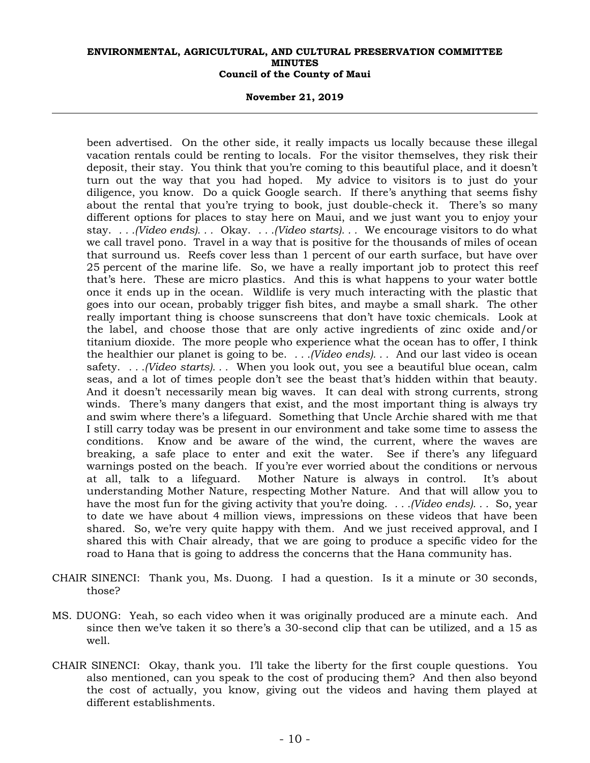been advertised. On the other side, it really impacts us locally because these illegal vacation rentals could be renting to locals. For the visitor themselves, they risk their deposit, their stay. You think that you're coming to this beautiful place, and it doesn't turn out the way that you had hoped. My advice to visitors is to just do your diligence, you know. Do a quick Google search. If there's anything that seems fishy about the rental that you're trying to book, just double-check it. There's so many different options for places to stay here on Maui, and we just want you to enjoy your stay. . . .*(Video ends)*. . . Okay. . . .*(Video starts)*. . . We encourage visitors to do what we call travel pono. Travel in a way that is positive for the thousands of miles of ocean that surround us. Reefs cover less than 1 percent of our earth surface, but have over 25 percent of the marine life. So, we have a really important job to protect this reef that's here. These are micro plastics. And this is what happens to your water bottle once it ends up in the ocean. Wildlife is very much interacting with the plastic that goes into our ocean, probably trigger fish bites, and maybe a small shark. The other really important thing is choose sunscreens that don't have toxic chemicals. Look at the label, and choose those that are only active ingredients of zinc oxide and/or titanium dioxide. The more people who experience what the ocean has to offer, I think the healthier our planet is going to be. . . .*(Video ends)*. . . And our last video is ocean safety. . . .*(Video starts)*. . . When you look out, you see a beautiful blue ocean, calm seas, and a lot of times people don't see the beast that's hidden within that beauty. And it doesn't necessarily mean big waves. It can deal with strong currents, strong winds. There's many dangers that exist, and the most important thing is always try and swim where there's a lifeguard. Something that Uncle Archie shared with me that I still carry today was be present in our environment and take some time to assess the conditions. Know and be aware of the wind, the current, where the waves are breaking, a safe place to enter and exit the water. See if there's any lifeguard warnings posted on the beach. If you're ever worried about the conditions or nervous at all, talk to a lifeguard. Mother Nature is always in control. It's about understanding Mother Nature, respecting Mother Nature. And that will allow you to have the most fun for the giving activity that you're doing. . . .*(Video ends)*. . . So, year to date we have about 4 million views, impressions on these videos that have been shared. So, we're very quite happy with them. And we just received approval, and I shared this with Chair already, that we are going to produce a specific video for the road to Hana that is going to address the concerns that the Hana community has.

CHAIR SINENCI: Thank you, Ms. Duong. I had a question. Is it a minute or 30 seconds, those?

MS. DUONG: Yeah, so each video when it was originally produced are a minute each. And since then we've taken it so there's a 30-second clip that can be utilized, and a 15 as well.

CHAIR SINENCI: Okay, thank you. I'll take the liberty for the first couple questions. You also mentioned, can you speak to the cost of producing them? And then also beyond the cost of actually, you know, giving out the videos and having them played at different establishments.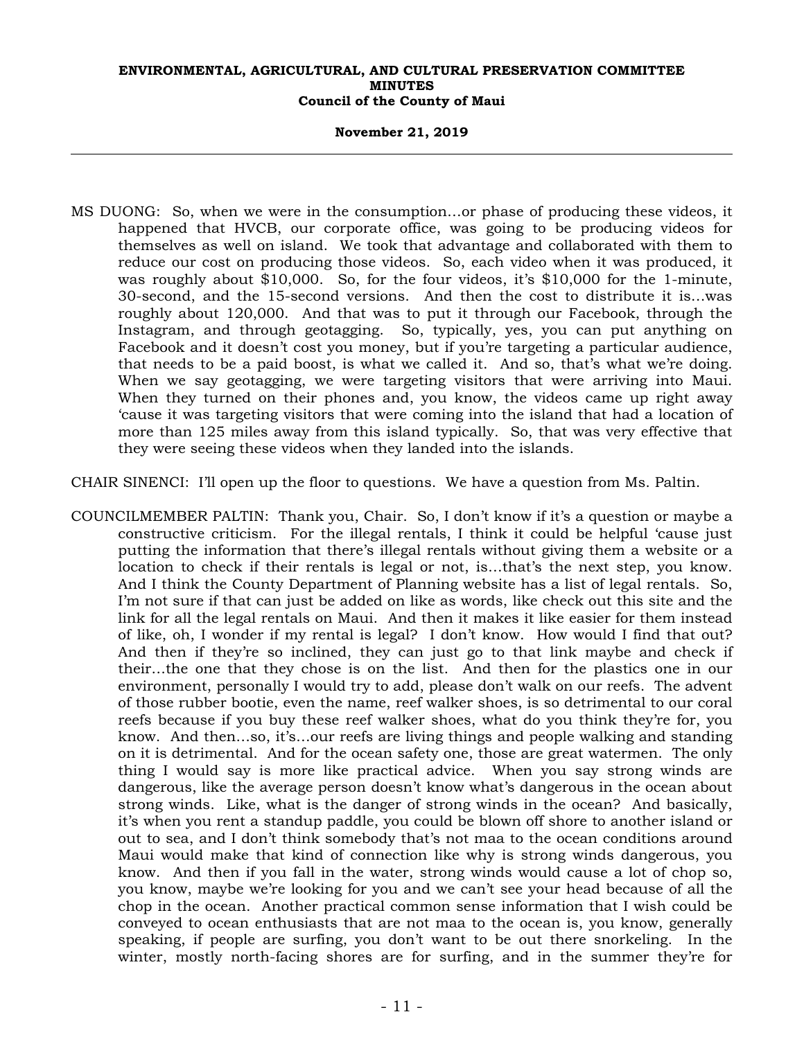MS DUONG: So, when we were in the consumption…or phase of producing these videos, it happened that HVCB, our corporate office, was going to be producing videos for themselves as well on island. We took that advantage and collaborated with them to reduce our cost on producing those videos. So, each video when it was produced, it was roughly about $10,000. So, for the four videos, it's $10,000 for the 1-minute, 30-second, and the 15-second versions. And then the cost to distribute it is…was roughly about 120,000. And that was to put it through our Facebook, through the Instagram, and through geotagging. So, typically, yes, you can put anything on Facebook and it doesn't cost you money, but if you're targeting a particular audience, that needs to be a paid boost, is what we called it. And so, that's what we're doing. When we say geotagging, we were targeting visitors that were arriving into Maui. When they turned on their phones and, you know, the videos came up right away 'cause it was targeting visitors that were coming into the island that had a location of more than 125 miles away from this island typically. So, that was very effective that they were seeing these videos when they landed into the islands.

CHAIR SINENCI: I'll open up the floor to questions. We have a question from Ms. Paltin.

COUNCILMEMBER PALTIN: Thank you, Chair. So, I don't know if it's a question or maybe a constructive criticism. For the illegal rentals, I think it could be helpful 'cause just putting the information that there's illegal rentals without giving them a website or a location to check if their rentals is legal or not, is…that's the next step, you know. And I think the County Department of Planning website has a list of legal rentals. So, I'm not sure if that can just be added on like as words, like check out this site and the link for all the legal rentals on Maui. And then it makes it like easier for them instead of like, oh, I wonder if my rental is legal? I don't know. How would I find that out? And then if they're so inclined, they can just go to that link maybe and check if their…the one that they chose is on the list. And then for the plastics one in our environment, personally I would try to add, please don't walk on our reefs. The advent of those rubber bootie, even the name, reef walker shoes, is so detrimental to our coral reefs because if you buy these reef walker shoes, what do you think they're for, you know. And then…so, it's…our reefs are living things and people walking and standing on it is detrimental. And for the ocean safety one, those are great watermen. The only thing I would say is more like practical advice. When you say strong winds are dangerous, like the average person doesn't know what's dangerous in the ocean about strong winds. Like, what is the danger of strong winds in the ocean? And basically, it's when you rent a standup paddle, you could be blown off shore to another island or out to sea, and I don't think somebody that's not maa to the ocean conditions around Maui would make that kind of connection like why is strong winds dangerous, you know. And then if you fall in the water, strong winds would cause a lot of chop so, you know, maybe we're looking for you and we can't see your head because of all the chop in the ocean. Another practical common sense information that I wish could be conveyed to ocean enthusiasts that are not maa to the ocean is, you know, generally speaking, if people are surfing, you don't want to be out there snorkeling. In the winter, mostly north-facing shores are for surfing, and in the summer they're for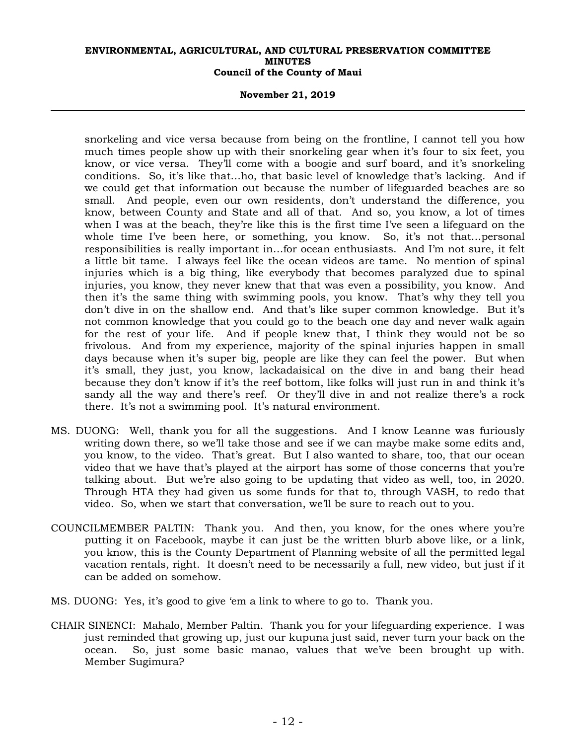snorkeling and vice versa because from being on the frontline, I cannot tell you how much times people show up with their snorkeling gear when it's four to six feet, you know, or vice versa. They'll come with a boogie and surf board, and it's snorkeling conditions. So, it's like that...ho, that basic level of knowledge that's lacking. And if we could get that information out because the number of lifeguarded beaches are so small. And people, even our own residents, don't understand the difference, you know, between County and State and all of that. And so, you know, a lot of times when I was at the beach, they're like this is the first time I've seen a lifeguard on the whole time I've been here, or something, you know. So, it's not that...personal responsibilities is really important in...for ocean enthusiasts. And I'm not sure, it felt a little bit tame. I always feel like the ocean videos are tame. No mention of spinal injuries which is a big thing, like everybody that becomes paralyzed due to spinal injuries, you know, they never knew that that was even a possibility, you know. And then it's the same thing with swimming pools, you know. That's why they tell you don't dive in on the shallow end. And that's like super common knowledge. But it's not common knowledge that you could go to the beach one day and never walk again for the rest of your life. And if people knew that, I think they would not be so frivolous. And from my experience, majority of the spinal injuries happen in small days because when it's super big, people are like they can feel the power. But when it's small, they just, you know, lackadaisical on the dive in and bang their head because they don't know if it's the reef bottom, like folks will just run in and think it's sandy all the way and there's reef. Or they'll dive in and not realize there's a rock there. It's not a swimming pool. It's natural environment.

MS. DUONG: Well, thank you for all the suggestions. And I know Leanne was furiously writing down there, so we'll take those and see if we can maybe make some edits and, you know, to the video. That's great. But I also wanted to share, too, that our ocean video that we have that's played at the airport has some of those concerns that you're talking about. But we're also going to be updating that video as well, too, in 2020. Through HTA they had given us some funds for that to, through VASH, to redo that video. So, when we start that conversation, we'll be sure to reach out to you.

COUNCILMEMBER PALTIN: Thank you. And then, you know, for the ones where you're putting it on Facebook, maybe it can just be the written blurb above like, or a link, you know, this is the County Department of Planning website of all the permitted legal vacation rentals, right. It doesn't need to be necessarily a full, new video, but just if it can be added on somehow.

MS. DUONG: Yes, it's good to give 'em a link to where to go to. Thank you.

CHAIR SINENCI: Mahalo, Member Paltin. Thank you for your lifeguarding experience. I was just reminded that growing up, just our kupuna just said, never turn your back on the ocean. So, just some basic manao, values that we've been brought up with. Member Sugimura?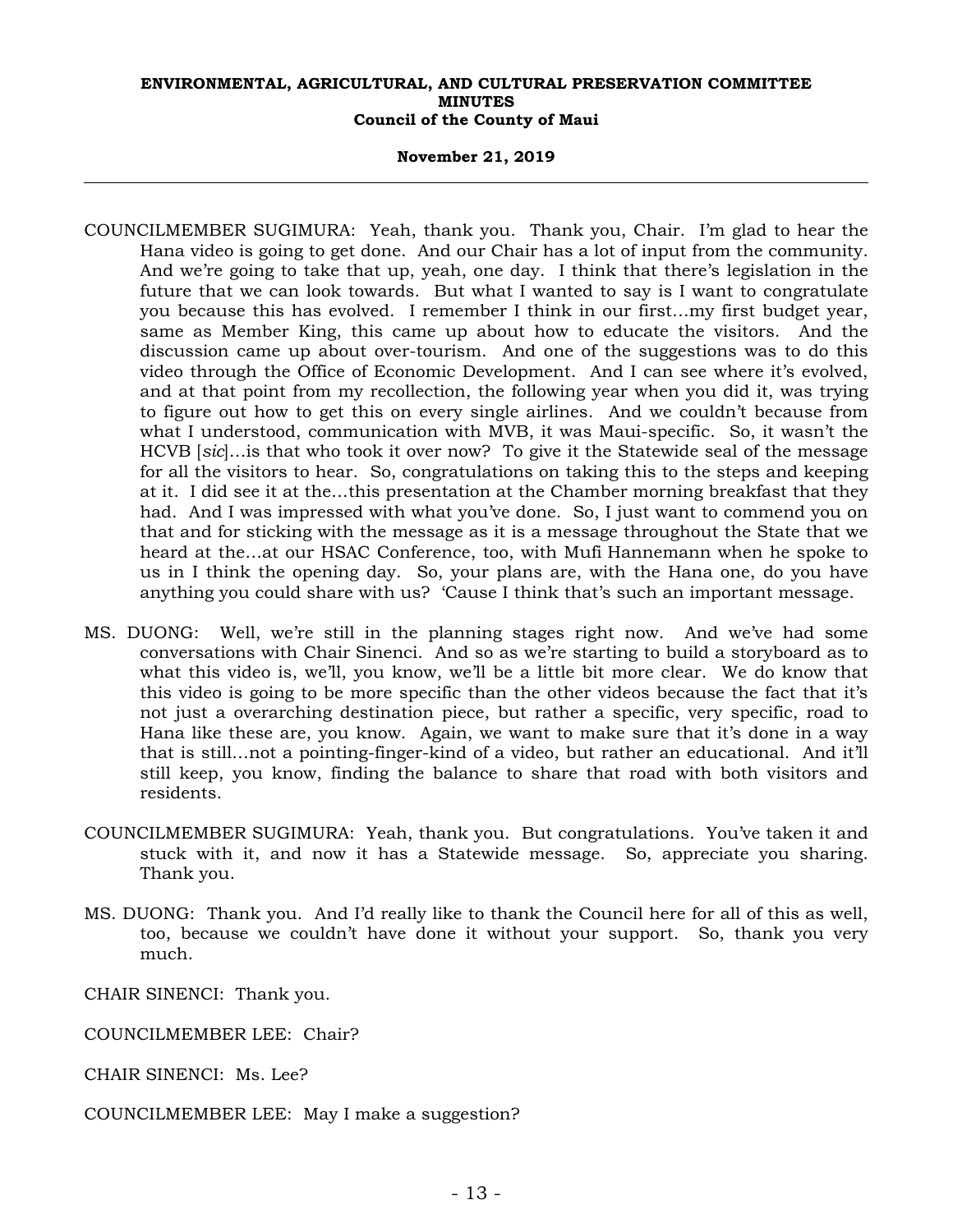COUNCILMEMBER SUGIMURA: Yeah, thank you. Thank you, Chair. I'm glad to hear the Hana video is going to get done. And our Chair has a lot of input from the community. And we're going to take that up, yeah, one day. I think that there's legislation in the future that we can look towards. But what I wanted to say is I want to congratulate you because this has evolved. I remember I think in our first…my first budget year, same as Member King, this came up about how to educate the visitors. And the discussion came up about over-tourism. And one of the suggestions was to do this video through the Office of Economic Development. And I can see where it's evolved, and at that point from my recollection, the following year when you did it, was trying to figure out how to get this on every single airlines. And we couldn't because from what I understood, communication with MVB, it was Maui-specific. So, it wasn't the HCVB [*sic*]…is that who took it over now? To give it the Statewide seal of the message for all the visitors to hear. So, congratulations on taking this to the steps and keeping at it. I did see it at the…this presentation at the Chamber morning breakfast that they had. And I was impressed with what you've done. So, I just want to commend you on that and for sticking with the message as it is a message throughout the State that we heard at the…at our HSAC Conference, too, with Mufi Hannemann when he spoke to us in I think the opening day. So, your plans are, with the Hana one, do you have anything you could share with us? 'Cause I think that's such an important message.

MS. DUONG: Well, we're still in the planning stages right now. And we've had some conversations with Chair Sinenci. And so as we're starting to build a storyboard as to what this video is, we'll, you know, we'll be a little bit more clear. We do know that this video is going to be more specific than the other videos because the fact that it's not just a overarching destination piece, but rather a specific, very specific, road to Hana like these are, you know. Again, we want to make sure that it's done in a way that is still…not a pointing-finger-kind of a video, but rather an educational. And it'll still keep, you know, finding the balance to share that road with both visitors and residents.

COUNCILMEMBER SUGIMURA: Yeah, thank you. But congratulations. You've taken it and stuck with it, and now it has a Statewide message. So, appreciate you sharing. Thank you.

MS. DUONG: Thank you. And I'd really like to thank the Council here for all of this as well, too, because we couldn't have done it without your support. So, thank you very much.

CHAIR SINENCI: Thank you.

COUNCILMEMBER LEE: Chair?

CHAIR SINENCI: Ms. Lee?

COUNCILMEMBER LEE: May I make a suggestion?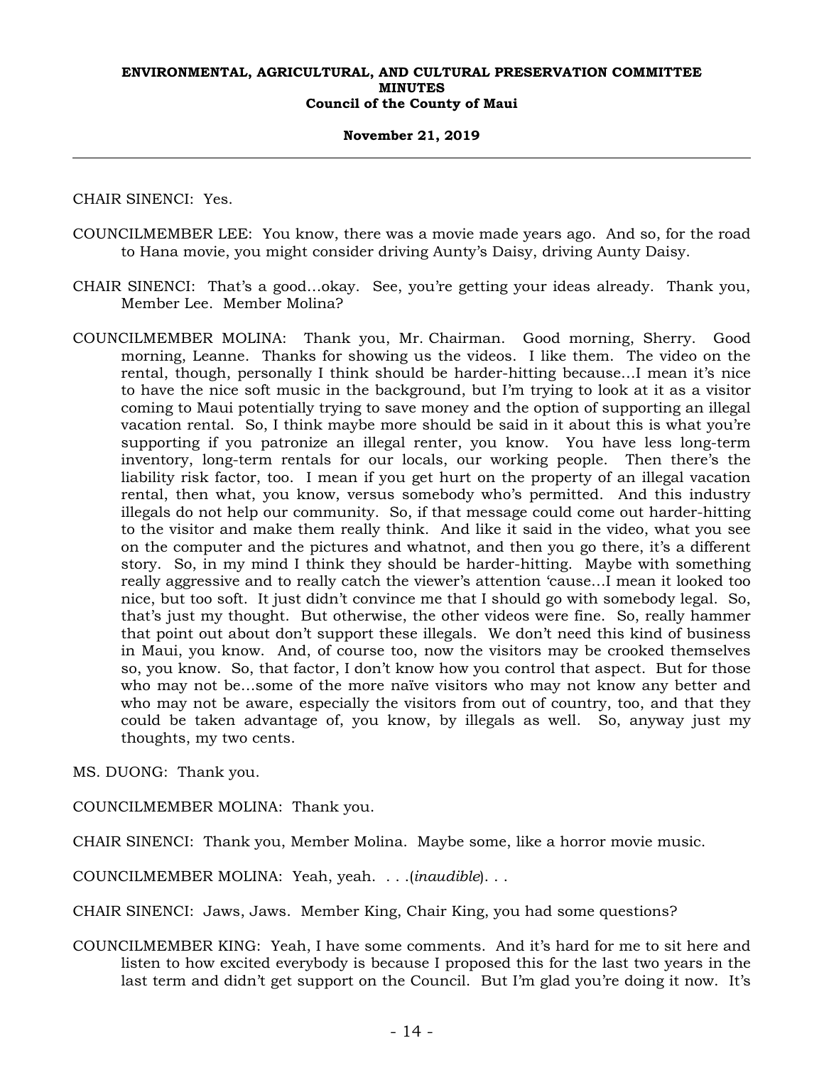CHAIR SINENCI: Yes.

COUNCILMEMBER LEE: You know, there was a movie made years ago. And so, for the road to Hana movie, you might consider driving Aunty's Daisy, driving Aunty Daisy.

CHAIR SINENCI: That's a good...okay. See, you're getting your ideas already. Thank you, Member Lee. Member Molina?

COUNCILMEMBER MOLINA: Thank you, Mr. Chairman. Good morning, Sherry. Good morning, Leanne. Thanks for showing us the videos. I like them. The video on the rental, though, personally I think should be harder-hitting because...I mean it's nice to have the nice soft music in the background, but I'm trying to look at it as a visitor coming to Maui potentially trying to save money and the option of supporting an illegal vacation rental. So, I think maybe more should be said in it about this is what you're supporting if you patronize an illegal renter, you know. You have less long-term inventory, long-term rentals for our locals, our working people. Then there's the liability risk factor, too. I mean if you get hurt on the property of an illegal vacation rental, then what, you know, versus somebody who's permitted. And this industry illegals do not help our community. So, if that message could come out harder-hitting to the visitor and make them really think. And like it said in the video, what you see on the computer and the pictures and whatnot, and then you go there, it's a different story. So, in my mind I think they should be harder-hitting. Maybe with something really aggressive and to really catch the viewer's attention 'cause...I mean it looked too nice, but too soft. It just didn't convince me that I should go with somebody legal. So, that's just my thought. But otherwise, the other videos were fine. So, really hammer that point out about don't support these illegals. We don't need this kind of business in Maui, you know. And, of course too, now the visitors may be crooked themselves so, you know. So, that factor, I don't know how you control that aspect. But for those who may not be...some of the more naïve visitors who may not know any better and who may not be aware, especially the visitors from out of country, too, and that they could be taken advantage of, you know, by illegals as well. So, anyway just my thoughts, my two cents.

MS. DUONG: Thank you.

COUNCILMEMBER MOLINA: Thank you.

CHAIR SINENCI: Thank you, Member Molina. Maybe some, like a horror movie music.

COUNCILMEMBER MOLINA: Yeah, yeah. . . .(*inaudible*). . .

CHAIR SINENCI: Jaws, Jaws. Member King, Chair King, you had some questions?

COUNCILMEMBER KING: Yeah, I have some comments. And it's hard for me to sit here and listen to how excited everybody is because I proposed this for the last two years in the last term and didn't get support on the Council. But I'm glad you're doing it now. It's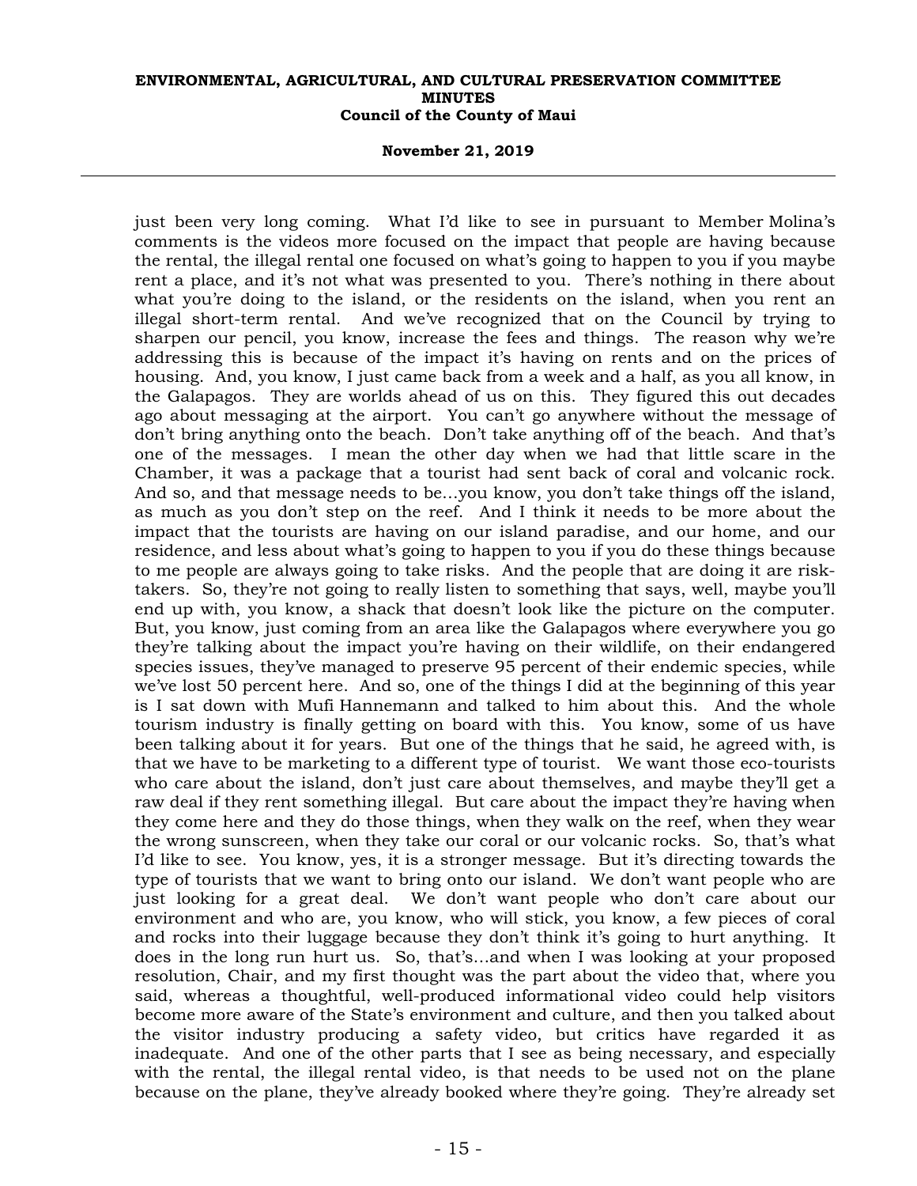just been very long coming. What I'd like to see in pursuant to Member Molina's comments is the videos more focused on the impact that people are having because the rental, the illegal rental one focused on what's going to happen to you if you maybe rent a place, and it's not what was presented to you. There's nothing in there about what you're doing to the island, or the residents on the island, when you rent an illegal short-term rental. And we've recognized that on the Council by trying to sharpen our pencil, you know, increase the fees and things. The reason why we're addressing this is because of the impact it's having on rents and on the prices of housing. And, you know, I just came back from a week and a half, as you all know, in the Galapagos. They are worlds ahead of us on this. They figured this out decades ago about messaging at the airport. You can't go anywhere without the message of don't bring anything onto the beach. Don't take anything off of the beach. And that's one of the messages. I mean the other day when we had that little scare in the Chamber, it was a package that a tourist had sent back of coral and volcanic rock. And so, and that message needs to be...you know, you don't take things off the island, as much as you don't step on the reef. And I think it needs to be more about the impact that the tourists are having on our island paradise, and our home, and our residence, and less about what's going to happen to you if you do these things because to me people are always going to take risks. And the people that are doing it are risk-takers. So, they're not going to really listen to something that says, well, maybe you'll end up with, you know, a shack that doesn't look like the picture on the computer. But, you know, just coming from an area like the Galapagos where everywhere you go they're talking about the impact you're having on their wildlife, on their endangered species issues, they've managed to preserve 95 percent of their endemic species, while we've lost 50 percent here. And so, one of the things I did at the beginning of this year is I sat down with Mufi Hannemann and talked to him about this. And the whole tourism industry is finally getting on board with this. You know, some of us have been talking about it for years. But one of the things that he said, he agreed with, is that we have to be marketing to a different type of tourist. We want those eco-tourists who care about the island, don't just care about themselves, and maybe they'll get a raw deal if they rent something illegal. But care about the impact they're having when they come here and they do those things, when they walk on the reef, when they wear the wrong sunscreen, when they take our coral or our volcanic rocks. So, that's what I'd like to see. You know, yes, it is a stronger message. But it's directing towards the type of tourists that we want to bring onto our island. We don't want people who are just looking for a great deal. We don't want people who don't care about our environment and who are, you know, who will stick, you know, a few pieces of coral and rocks into their luggage because they don't think it's going to hurt anything. It does in the long run hurt us. So, that's...and when I was looking at your proposed resolution, Chair, and my first thought was the part about the video that, where you said, whereas a thoughtful, well-produced informational video could help visitors become more aware of the State's environment and culture, and then you talked about the visitor industry producing a safety video, but critics have regarded it as inadequate. And one of the other parts that I see as being necessary, and especially with the rental, the illegal rental video, is that needs to be used not on the plane because on the plane, they've already booked where they're going. They're already set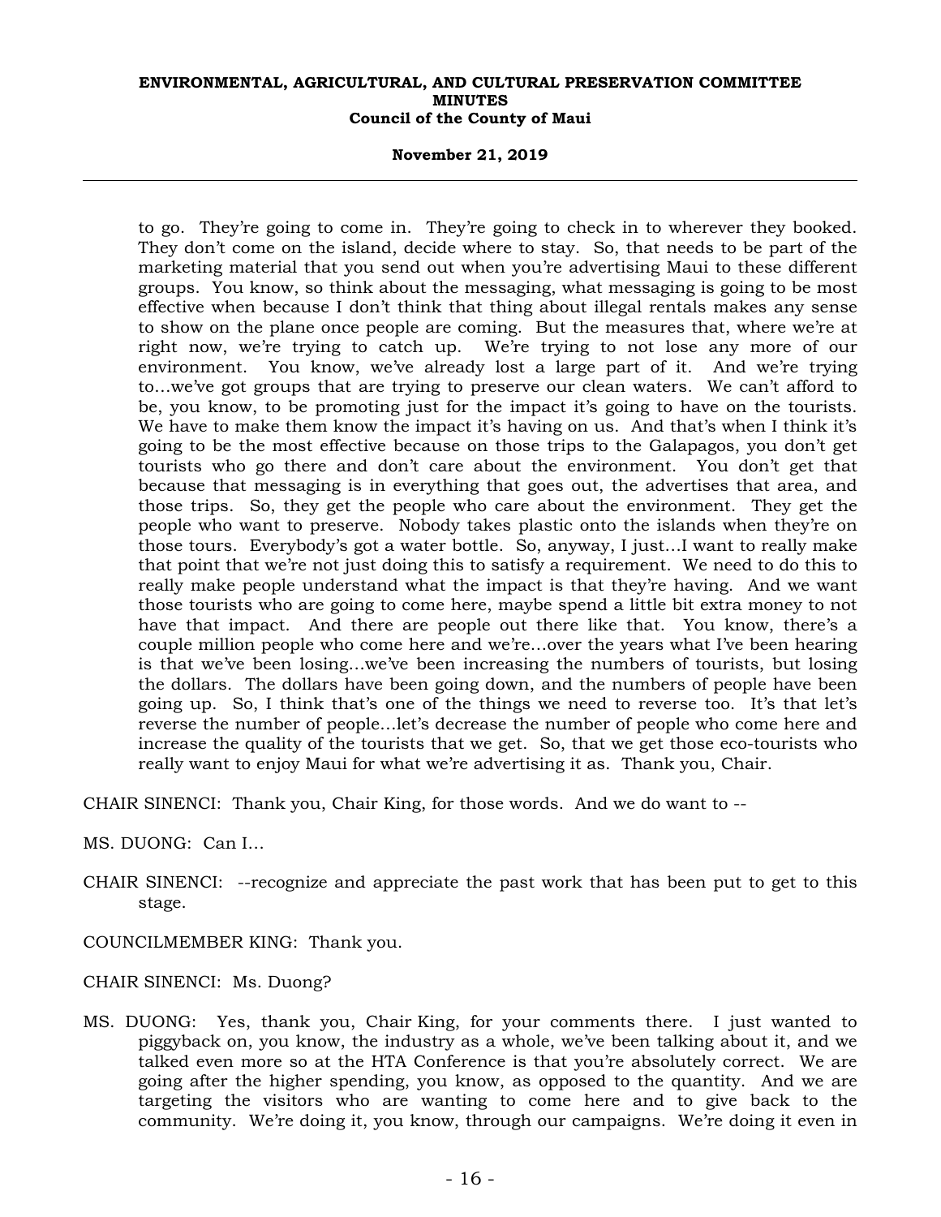to go. They're going to come in. They're going to check in to wherever they booked. They don't come on the island, decide where to stay. So, that needs to be part of the marketing material that you send out when you're advertising Maui to these different groups. You know, so think about the messaging, what messaging is going to be most effective when because I don't think that thing about illegal rentals makes any sense to show on the plane once people are coming. But the measures that, where we're at right now, we're trying to catch up. We're trying to not lose any more of our environment. You know, we've already lost a large part of it. And we're trying to…we've got groups that are trying to preserve our clean waters. We can't afford to be, you know, to be promoting just for the impact it's going to have on the tourists. We have to make them know the impact it's having on us. And that's when I think it's going to be the most effective because on those trips to the Galapagos, you don't get tourists who go there and don't care about the environment. You don't get that because that messaging is in everything that goes out, the advertises that area, and those trips. So, they get the people who care about the environment. They get the people who want to preserve. Nobody takes plastic onto the islands when they're on those tours. Everybody's got a water bottle. So, anyway, I just…I want to really make that point that we're not just doing this to satisfy a requirement. We need to do this to really make people understand what the impact is that they're having. And we want those tourists who are going to come here, maybe spend a little bit extra money to not have that impact. And there are people out there like that. You know, there's a couple million people who come here and we're…over the years what I've been hearing is that we've been losing…we've been increasing the numbers of tourists, but losing the dollars. The dollars have been going down, and the numbers of people have been going up. So, I think that's one of the things we need to reverse too. It's that let's reverse the number of people…let's decrease the number of people who come here and increase the quality of the tourists that we get. So, that we get those eco-tourists who really want to enjoy Maui for what we're advertising it as. Thank you, Chair.

CHAIR SINENCI: Thank you, Chair King, for those words. And we do want to --

MS. DUONG: Can I…

CHAIR SINENCI: --recognize and appreciate the past work that has been put to get to this stage.

COUNCILMEMBER KING: Thank you.

CHAIR SINENCI: Ms. Duong?

MS. DUONG: Yes, thank you, Chair King, for your comments there. I just wanted to piggyback on, you know, the industry as a whole, we've been talking about it, and we talked even more so at the HTA Conference is that you're absolutely correct. We are going after the higher spending, you know, as opposed to the quantity. And we are targeting the visitors who are wanting to come here and to give back to the community. We're doing it, you know, through our campaigns. We're doing it even in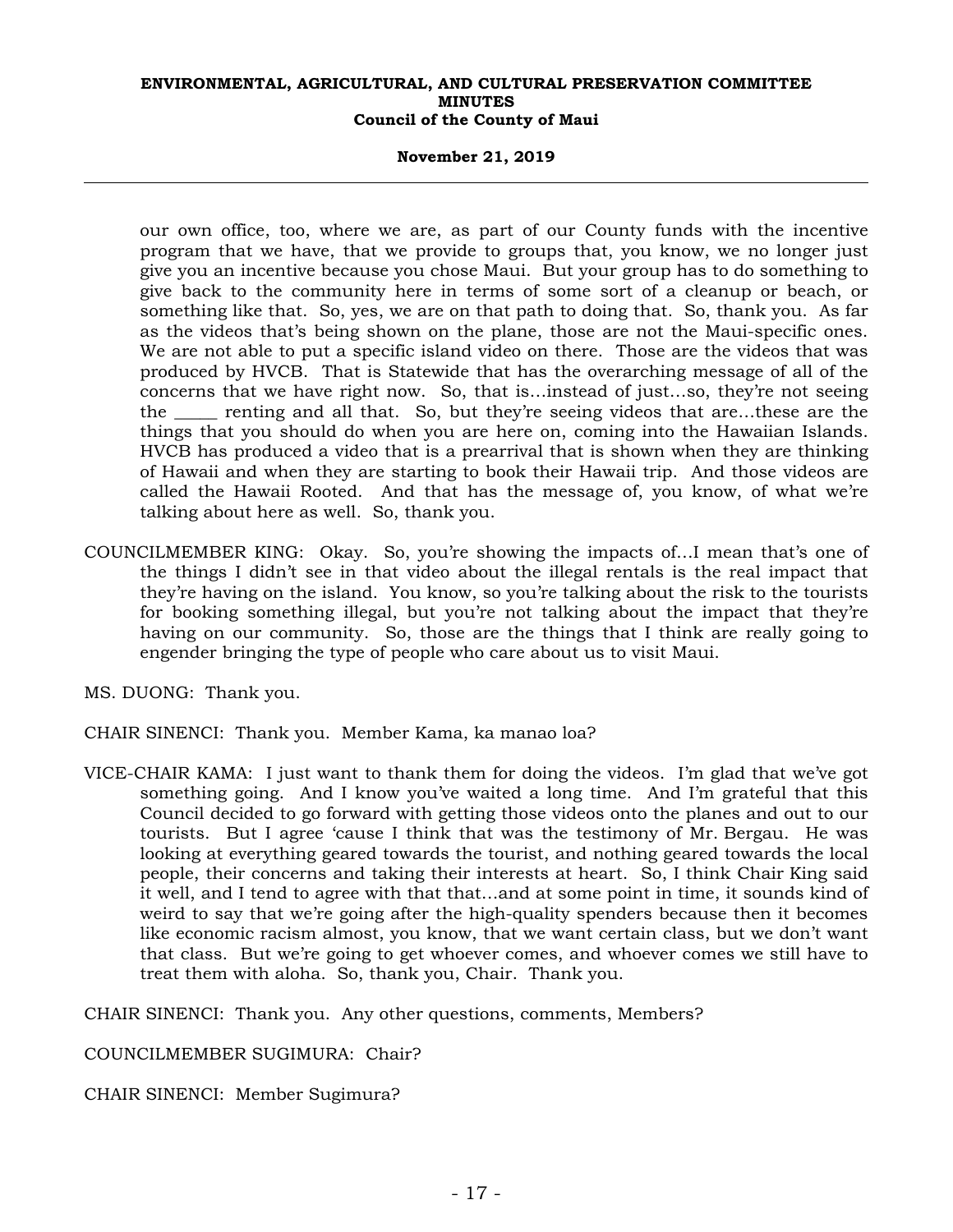our own office, too, where we are, as part of our County funds with the incentive program that we have, that we provide to groups that, you know, we no longer just give you an incentive because you chose Maui. But your group has to do something to give back to the community here in terms of some sort of a cleanup or beach, or something like that. So, yes, we are on that path to doing that. So, thank you. As far as the videos that's being shown on the plane, those are not the Maui-specific ones. We are not able to put a specific island video on there. Those are the videos that was produced by HVCB. That is Statewide that has the overarching message of all of the concerns that we have right now. So, that is...instead of just...so, they're not seeing the _____ renting and all that. So, but they're seeing videos that are...these are the things that you should do when you are here on, coming into the Hawaiian Islands. HVCB has produced a video that is a prearrival that is shown when they are thinking of Hawaii and when they are starting to book their Hawaii trip. And those videos are called the Hawaii Rooted. And that has the message of, you know, of what we're talking about here as well. So, thank you.

COUNCILMEMBER KING: Okay. So, you're showing the impacts of...I mean that's one of the things I didn't see in that video about the illegal rentals is the real impact that they're having on the island. You know, so you're talking about the risk to the tourists for booking something illegal, but you're not talking about the impact that they're having on our community. So, those are the things that I think are really going to engender bringing the type of people who care about us to visit Maui.

MS. DUONG: Thank you.

CHAIR SINENCI: Thank you. Member Kama, ka manao loa?

VICE-CHAIR KAMA: I just want to thank them for doing the videos. I'm glad that we've got something going. And I know you've waited a long time. And I'm grateful that this Council decided to go forward with getting those videos onto the planes and out to our tourists. But I agree 'cause I think that was the testimony of Mr. Bergau. He was looking at everything geared towards the tourist, and nothing geared towards the local people, their concerns and taking their interests at heart. So, I think Chair King said it well, and I tend to agree with that that...and at some point in time, it sounds kind of weird to say that we're going after the high-quality spenders because then it becomes like economic racism almost, you know, that we want certain class, but we don't want that class. But we're going to get whoever comes, and whoever comes we still have to treat them with aloha. So, thank you, Chair. Thank you.

CHAIR SINENCI: Thank you. Any other questions, comments, Members?

COUNCILMEMBER SUGIMURA: Chair?

CHAIR SINENCI: Member Sugimura?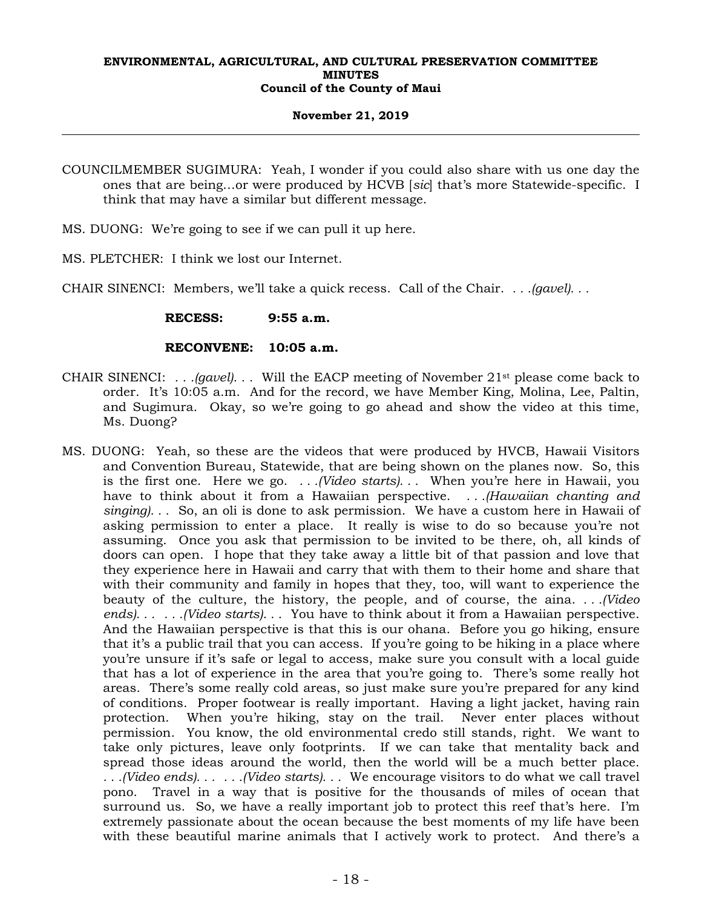COUNCILMEMBER SUGIMURA: Yeah, I wonder if you could also share with us one day the ones that are being…or were produced by HCVB [*sic*] that's more Statewide-specific. I think that may have a similar but different message.

MS. DUONG: We're going to see if we can pull it up here.

MS. PLETCHER: I think we lost our Internet.

CHAIR SINENCI: Members, we'll take a quick recess. Call of the Chair. *. . .(gavel). . .*

**RECESS: 9:55 a.m.**

**RECONVENE: 10:05 a.m.**

CHAIR SINENCI: *. . .(gavel). . .* Will the EACP meeting of November 21st please come back to order. It's 10:05 a.m. And for the record, we have Member King, Molina, Lee, Paltin, and Sugimura. Okay, so we're going to go ahead and show the video at this time, Ms. Duong?

MS. DUONG: Yeah, so these are the videos that were produced by HVCB, Hawaii Visitors and Convention Bureau, Statewide, that are being shown on the planes now. So, this is the first one. Here we go. *. . .(Video starts). . .* When you're here in Hawaii, you have to think about it from a Hawaiian perspective. *. . .(Hawaiian chanting and singing). . .* So, an oli is done to ask permission. We have a custom here in Hawaii of asking permission to enter a place. It really is wise to do so because you're not assuming. Once you ask that permission to be invited to be there, oh, all kinds of doors can open. I hope that they take away a little bit of that passion and love that they experience here in Hawaii and carry that with them to their home and share that with their community and family in hopes that they, too, will want to experience the beauty of the culture, the history, the people, and of course, the aina. *. . .(Video ends). . . . . .(Video starts). . .* You have to think about it from a Hawaiian perspective. And the Hawaiian perspective is that this is our ohana. Before you go hiking, ensure that it's a public trail that you can access. If you're going to be hiking in a place where you're unsure if it's safe or legal to access, make sure you consult with a local guide that has a lot of experience in the area that you're going to. There's some really hot areas. There's some really cold areas, so just make sure you're prepared for any kind of conditions. Proper footwear is really important. Having a light jacket, having rain protection. When you're hiking, stay on the trail. Never enter places without permission. You know, the old environmental credo still stands, right. We want to take only pictures, leave only footprints. If we can take that mentality back and spread those ideas around the world, then the world will be a much better place. *. . .(Video ends). . . . . .(Video starts). . .* We encourage visitors to do what we call travel pono. Travel in a way that is positive for the thousands of miles of ocean that surround us. So, we have a really important job to protect this reef that's here. I'm extremely passionate about the ocean because the best moments of my life have been with these beautiful marine animals that I actively work to protect. And there's a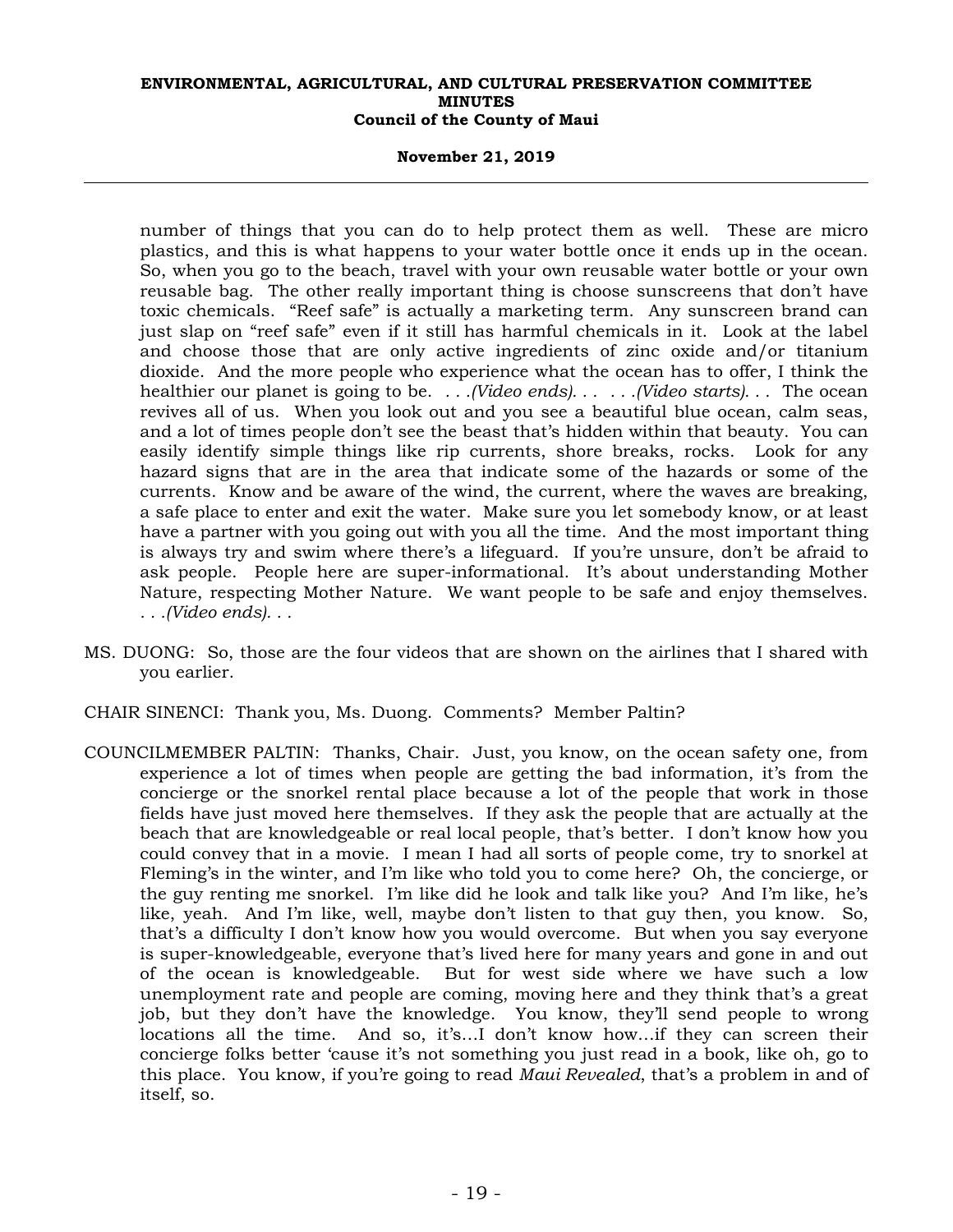number of things that you can do to help protect them as well. These are micro plastics, and this is what happens to your water bottle once it ends up in the ocean. So, when you go to the beach, travel with your own reusable water bottle or your own reusable bag. The other really important thing is choose sunscreens that don't have toxic chemicals. "Reef safe" is actually a marketing term. Any sunscreen brand can just slap on "reef safe" even if it still has harmful chemicals in it. Look at the label and choose those that are only active ingredients of zinc oxide and/or titanium dioxide. And the more people who experience what the ocean has to offer, I think the healthier our planet is going to be. . . .*(Video ends)*. . . . . .*(Video starts)*. . . The ocean revives all of us. When you look out and you see a beautiful blue ocean, calm seas, and a lot of times people don't see the beast that's hidden within that beauty. You can easily identify simple things like rip currents, shore breaks, rocks. Look for any hazard signs that are in the area that indicate some of the hazards or some of the currents. Know and be aware of the wind, the current, where the waves are breaking, a safe place to enter and exit the water. Make sure you let somebody know, or at least have a partner with you going out with you all the time. And the most important thing is always try and swim where there's a lifeguard. If you're unsure, don't be afraid to ask people. People here are super-informational. It's about understanding Mother Nature, respecting Mother Nature. We want people to be safe and enjoy themselves. . . .*(Video ends)*. . .

MS. DUONG: So, those are the four videos that are shown on the airlines that I shared with you earlier.

CHAIR SINENCI: Thank you, Ms. Duong. Comments? Member Paltin?

COUNCILMEMBER PALTIN: Thanks, Chair. Just, you know, on the ocean safety one, from experience a lot of times when people are getting the bad information, it's from the concierge or the snorkel rental place because a lot of the people that work in those fields have just moved here themselves. If they ask the people that are actually at the beach that are knowledgeable or real local people, that's better. I don't know how you could convey that in a movie. I mean I had all sorts of people come, try to snorkel at Fleming's in the winter, and I'm like who told you to come here? Oh, the concierge, or the guy renting me snorkel. I'm like did he look and talk like you? And I'm like, he's like, yeah. And I'm like, well, maybe don't listen to that guy then, you know. So, that's a difficulty I don't know how you would overcome. But when you say everyone is super-knowledgeable, everyone that's lived here for many years and gone in and out of the ocean is knowledgeable. But for west side where we have such a low unemployment rate and people are coming, moving here and they think that's a great job, but they don't have the knowledge. You know, they'll send people to wrong locations all the time. And so, it's...I don't know how...if they can screen their concierge folks better 'cause it's not something you just read in a book, like oh, go to this place. You know, if you're going to read *Maui Revealed*, that's a problem in and of itself, so.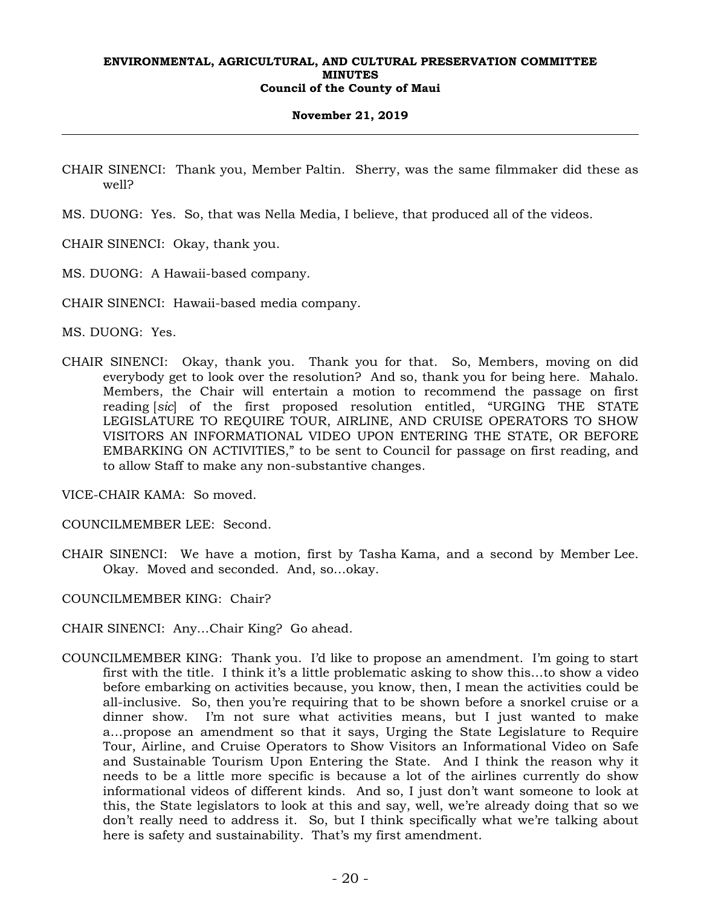CHAIR SINENCI: Thank you, Member Paltin. Sherry, was the same filmmaker did these as well?

MS. DUONG: Yes. So, that was Nella Media, I believe, that produced all of the videos.

CHAIR SINENCI: Okay, thank you.

MS. DUONG: A Hawaii-based company.

CHAIR SINENCI: Hawaii-based media company.

MS. DUONG: Yes.

CHAIR SINENCI: Okay, thank you. Thank you for that. So, Members, moving on did everybody get to look over the resolution? And so, thank you for being here. Mahalo. Members, the Chair will entertain a motion to recommend the passage on first reading [*sic*] of the first proposed resolution entitled, "URGING THE STATE LEGISLATURE TO REQUIRE TOUR, AIRLINE, AND CRUISE OPERATORS TO SHOW VISITORS AN INFORMATIONAL VIDEO UPON ENTERING THE STATE, OR BEFORE EMBARKING ON ACTIVITIES," to be sent to Council for passage on first reading, and to allow Staff to make any non-substantive changes.

VICE-CHAIR KAMA: So moved.

COUNCILMEMBER LEE: Second.

CHAIR SINENCI: We have a motion, first by Tasha Kama, and a second by Member Lee. Okay. Moved and seconded. And, so…okay.

COUNCILMEMBER KING: Chair?

CHAIR SINENCI: Any…Chair King? Go ahead.

COUNCILMEMBER KING: Thank you. I'd like to propose an amendment. I'm going to start first with the title. I think it's a little problematic asking to show this…to show a video before embarking on activities because, you know, then, I mean the activities could be all-inclusive. So, then you're requiring that to be shown before a snorkel cruise or a dinner show. I'm not sure what activities means, but I just wanted to make a…propose an amendment so that it says, Urging the State Legislature to Require Tour, Airline, and Cruise Operators to Show Visitors an Informational Video on Safe and Sustainable Tourism Upon Entering the State. And I think the reason why it needs to be a little more specific is because a lot of the airlines currently do show informational videos of different kinds. And so, I just don't want someone to look at this, the State legislators to look at this and say, well, we're already doing that so we don't really need to address it. So, but I think specifically what we're talking about here is safety and sustainability. That's my first amendment.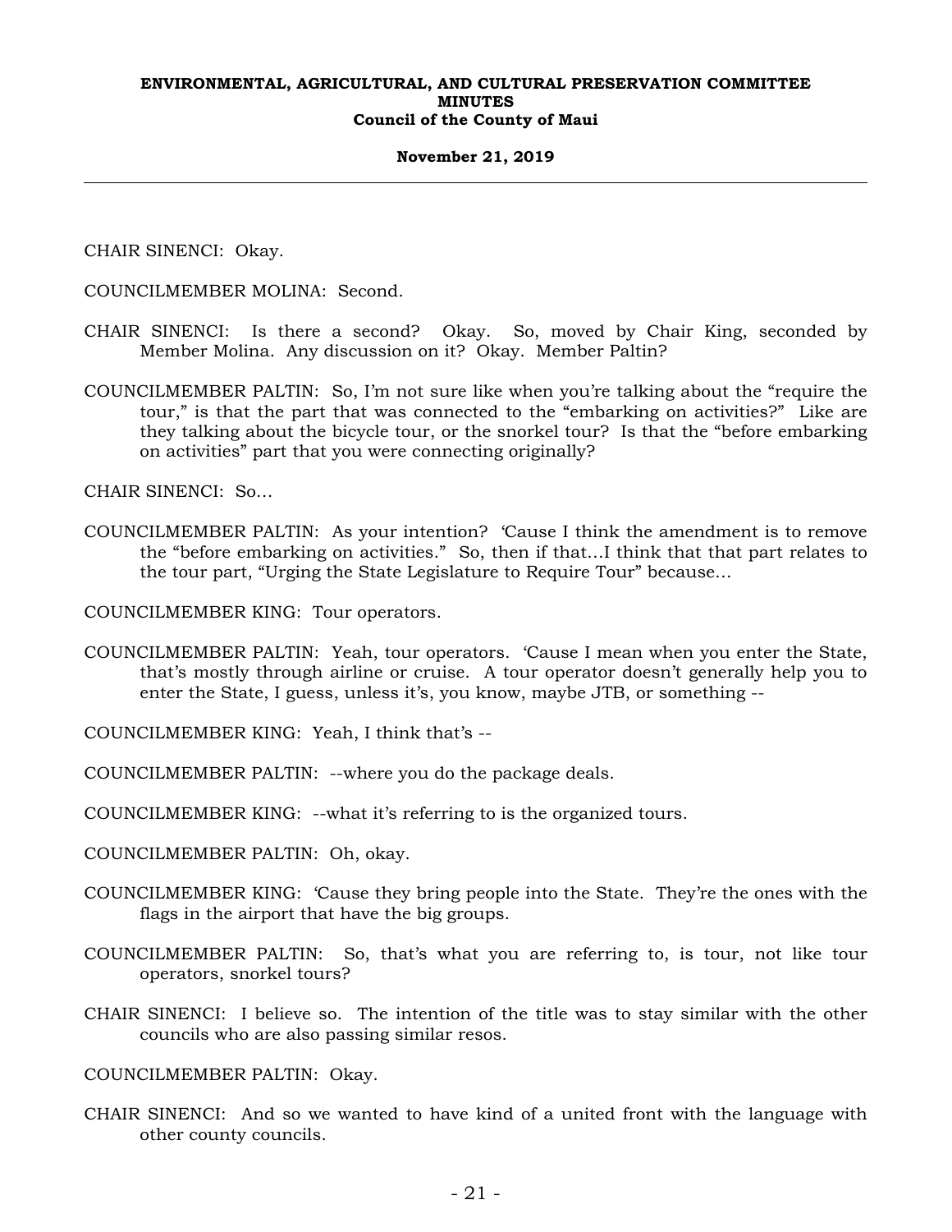CHAIR SINENCI: Okay.

COUNCILMEMBER MOLINA: Second.

CHAIR SINENCI: Is there a second? Okay. So, moved by Chair King, seconded by Member Molina. Any discussion on it? Okay. Member Paltin?

COUNCILMEMBER PALTIN: So, I'm not sure like when you're talking about the "require the tour," is that the part that was connected to the "embarking on activities?" Like are they talking about the bicycle tour, or the snorkel tour? Is that the "before embarking on activities" part that you were connecting originally?

CHAIR SINENCI: So...

COUNCILMEMBER PALTIN: As your intention? 'Cause I think the amendment is to remove the "before embarking on activities." So, then if that...I think that that part relates to the tour part, "Urging the State Legislature to Require Tour" because...

COUNCILMEMBER KING: Tour operators.

COUNCILMEMBER PALTIN: Yeah, tour operators. 'Cause I mean when you enter the State, that's mostly through airline or cruise. A tour operator doesn't generally help you to enter the State, I guess, unless it's, you know, maybe JTB, or something --

COUNCILMEMBER KING: Yeah, I think that's --

COUNCILMEMBER PALTIN: --where you do the package deals.

COUNCILMEMBER KING: --what it's referring to is the organized tours.

COUNCILMEMBER PALTIN: Oh, okay.

COUNCILMEMBER KING: 'Cause they bring people into the State. They're the ones with the flags in the airport that have the big groups.

COUNCILMEMBER PALTIN: So, that's what you are referring to, is tour, not like tour operators, snorkel tours?

CHAIR SINENCI: I believe so. The intention of the title was to stay similar with the other councils who are also passing similar resos.

COUNCILMEMBER PALTIN: Okay.

CHAIR SINENCI: And so we wanted to have kind of a united front with the language with other county councils.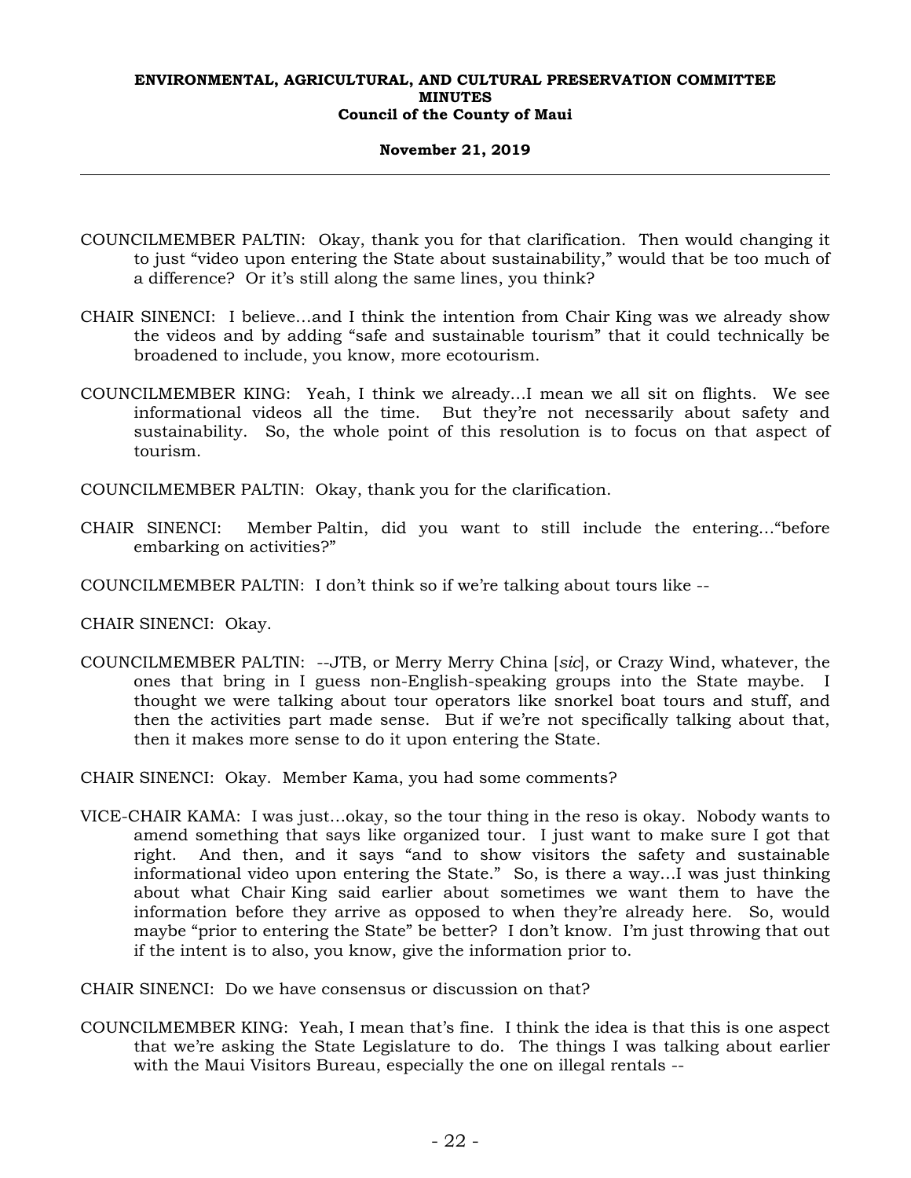COUNCILMEMBER PALTIN: Okay, thank you for that clarification. Then would changing it to just "video upon entering the State about sustainability," would that be too much of a difference? Or it's still along the same lines, you think?

CHAIR SINENCI: I believe…and I think the intention from Chair King was we already show the videos and by adding "safe and sustainable tourism" that it could technically be broadened to include, you know, more ecotourism.

COUNCILMEMBER KING: Yeah, I think we already…I mean we all sit on flights. We see informational videos all the time. But they're not necessarily about safety and sustainability. So, the whole point of this resolution is to focus on that aspect of tourism.

COUNCILMEMBER PALTIN: Okay, thank you for the clarification.

CHAIR SINENCI: Member Paltin, did you want to still include the entering…"before embarking on activities?"

COUNCILMEMBER PALTIN: I don't think so if we're talking about tours like --

CHAIR SINENCI: Okay.

COUNCILMEMBER PALTIN: --JTB, or Merry Merry China [*sic*], or Crazy Wind, whatever, the ones that bring in I guess non-English-speaking groups into the State maybe. I thought we were talking about tour operators like snorkel boat tours and stuff, and then the activities part made sense. But if we're not specifically talking about that, then it makes more sense to do it upon entering the State.

CHAIR SINENCI: Okay. Member Kama, you had some comments?

VICE-CHAIR KAMA: I was just…okay, so the tour thing in the reso is okay. Nobody wants to amend something that says like organized tour. I just want to make sure I got that right. And then, and it says "and to show visitors the safety and sustainable informational video upon entering the State." So, is there a way…I was just thinking about what Chair King said earlier about sometimes we want them to have the information before they arrive as opposed to when they're already here. So, would maybe "prior to entering the State" be better? I don't know. I'm just throwing that out if the intent is to also, you know, give the information prior to.

CHAIR SINENCI: Do we have consensus or discussion on that?

COUNCILMEMBER KING: Yeah, I mean that's fine. I think the idea is that this is one aspect that we're asking the State Legislature to do. The things I was talking about earlier with the Maui Visitors Bureau, especially the one on illegal rentals --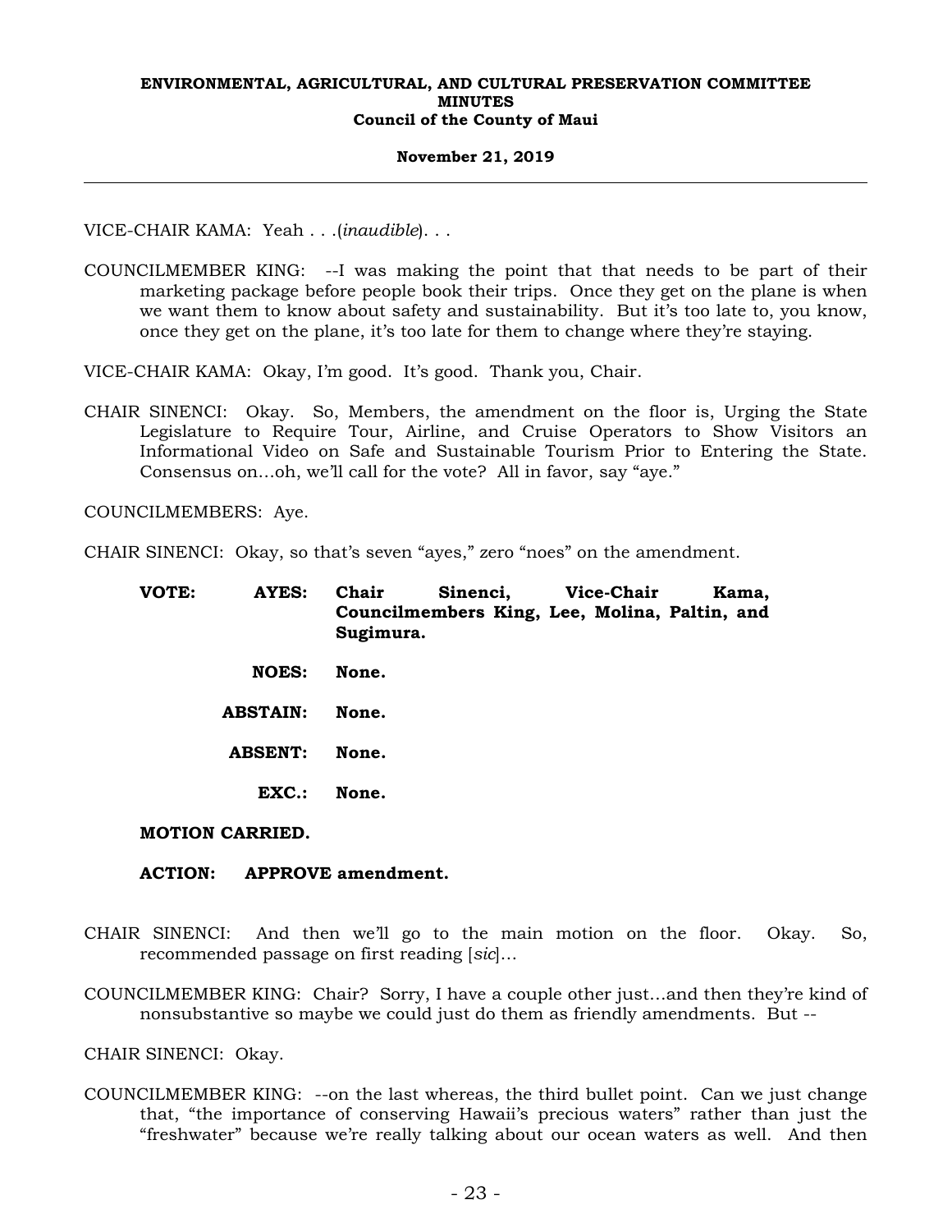VICE-CHAIR KAMA: Yeah . . .(*inaudible*). . .

COUNCILMEMBER KING: --I was making the point that that needs to be part of their marketing package before people book their trips. Once they get on the plane is when we want them to know about safety and sustainability. But it's too late to, you know, once they get on the plane, it's too late for them to change where they're staying.

VICE-CHAIR KAMA: Okay, I'm good. It's good. Thank you, Chair.

CHAIR SINENCI: Okay. So, Members, the amendment on the floor is, Urging the State Legislature to Require Tour, Airline, and Cruise Operators to Show Visitors an Informational Video on Safe and Sustainable Tourism Prior to Entering the State. Consensus on…oh, we'll call for the vote? All in favor, say "aye."

COUNCILMEMBERS: Aye.

CHAIR SINENCI: Okay, so that's seven "ayes," zero "noes" on the amendment.

**VOTE: AYES: Chair Sinenci, Vice-Chair Kama, Councilmembers King, Lee, Molina, Paltin, and Sugimura.**

**NOES: None.**

**ABSTAIN: None.**

**ABSENT: None.**

**EXC.: None.**

**MOTION CARRIED.**

**ACTION: APPROVE amendment.**

CHAIR SINENCI: And then we'll go to the main motion on the floor. Okay. So, recommended passage on first reading [*sic*]…

COUNCILMEMBER KING: Chair? Sorry, I have a couple other just…and then they're kind of nonsubstantive so maybe we could just do them as friendly amendments. But --

CHAIR SINENCI: Okay.

COUNCILMEMBER KING: --on the last whereas, the third bullet point. Can we just change that, "the importance of conserving Hawaii's precious waters" rather than just the "freshwater" because we're really talking about our ocean waters as well. And then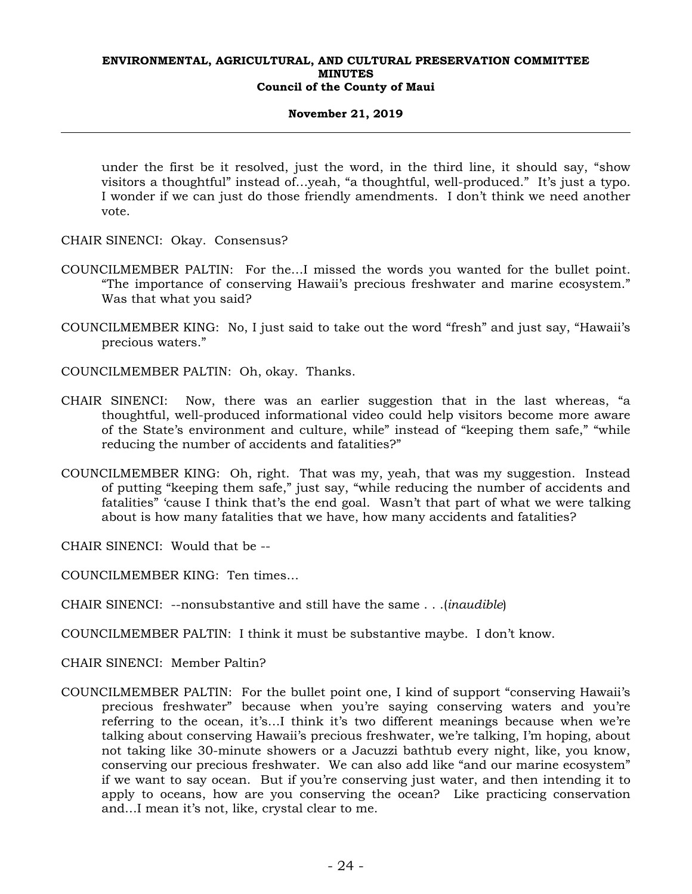under the first be it resolved, just the word, in the third line, it should say, "show visitors a thoughtful" instead of…yeah, "a thoughtful, well-produced." It's just a typo. I wonder if we can just do those friendly amendments. I don't think we need another vote.

CHAIR SINENCI: Okay. Consensus?

COUNCILMEMBER PALTIN: For the…I missed the words you wanted for the bullet point. "The importance of conserving Hawaii's precious freshwater and marine ecosystem." Was that what you said?

COUNCILMEMBER KING: No, I just said to take out the word "fresh" and just say, "Hawaii's precious waters."

COUNCILMEMBER PALTIN: Oh, okay. Thanks.

CHAIR SINENCI: Now, there was an earlier suggestion that in the last whereas, "a thoughtful, well-produced informational video could help visitors become more aware of the State's environment and culture, while" instead of "keeping them safe," "while reducing the number of accidents and fatalities?"

COUNCILMEMBER KING: Oh, right. That was my, yeah, that was my suggestion. Instead of putting "keeping them safe," just say, "while reducing the number of accidents and fatalities" 'cause I think that's the end goal. Wasn't that part of what we were talking about is how many fatalities that we have, how many accidents and fatalities?

CHAIR SINENCI: Would that be --

COUNCILMEMBER KING: Ten times…

CHAIR SINENCI: --nonsubstantive and still have the same . . .(*inaudible*)

COUNCILMEMBER PALTIN: I think it must be substantive maybe. I don't know.

CHAIR SINENCI: Member Paltin?

COUNCILMEMBER PALTIN: For the bullet point one, I kind of support "conserving Hawaii's precious freshwater" because when you're saying conserving waters and you're referring to the ocean, it's…I think it's two different meanings because when we're talking about conserving Hawaii's precious freshwater, we're talking, I'm hoping, about not taking like 30-minute showers or a Jacuzzi bathtub every night, like, you know, conserving our precious freshwater. We can also add like "and our marine ecosystem" if we want to say ocean. But if you're conserving just water, and then intending it to apply to oceans, how are you conserving the ocean? Like practicing conservation and…I mean it's not, like, crystal clear to me.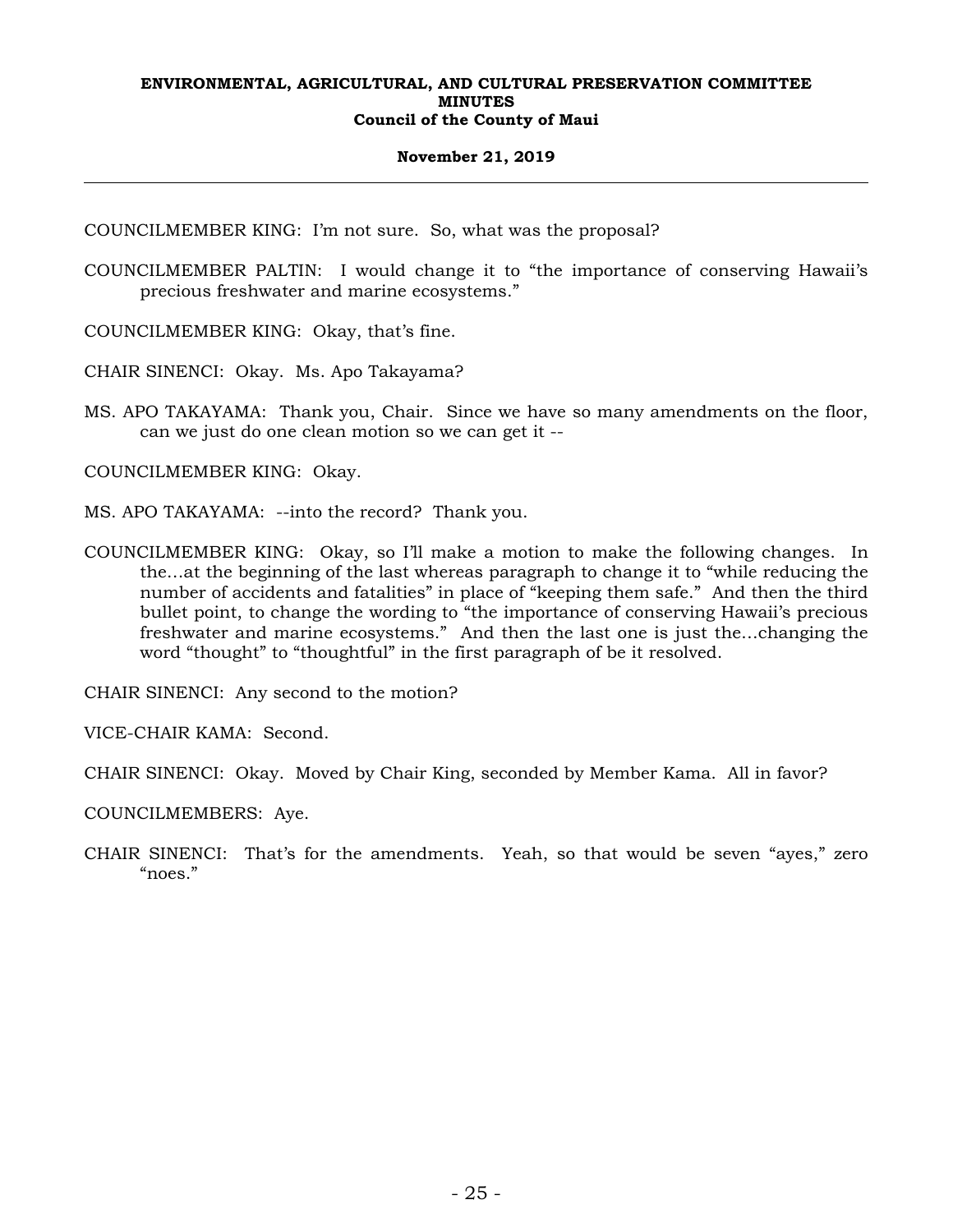COUNCILMEMBER KING: I'm not sure. So, what was the proposal?

COUNCILMEMBER PALTIN: I would change it to "the importance of conserving Hawaii's precious freshwater and marine ecosystems."

COUNCILMEMBER KING: Okay, that's fine.

CHAIR SINENCI: Okay. Ms. Apo Takayama?

MS. APO TAKAYAMA: Thank you, Chair. Since we have so many amendments on the floor, can we just do one clean motion so we can get it --

COUNCILMEMBER KING: Okay.

MS. APO TAKAYAMA: --into the record? Thank you.

COUNCILMEMBER KING: Okay, so I'll make a motion to make the following changes. In the…at the beginning of the last whereas paragraph to change it to "while reducing the number of accidents and fatalities" in place of "keeping them safe." And then the third bullet point, to change the wording to "the importance of conserving Hawaii's precious freshwater and marine ecosystems." And then the last one is just the…changing the word "thought" to "thoughtful" in the first paragraph of be it resolved.

CHAIR SINENCI: Any second to the motion?

VICE-CHAIR KAMA: Second.

CHAIR SINENCI: Okay. Moved by Chair King, seconded by Member Kama. All in favor?

COUNCILMEMBERS: Aye.

CHAIR SINENCI: That's for the amendments. Yeah, so that would be seven "ayes," zero "noes."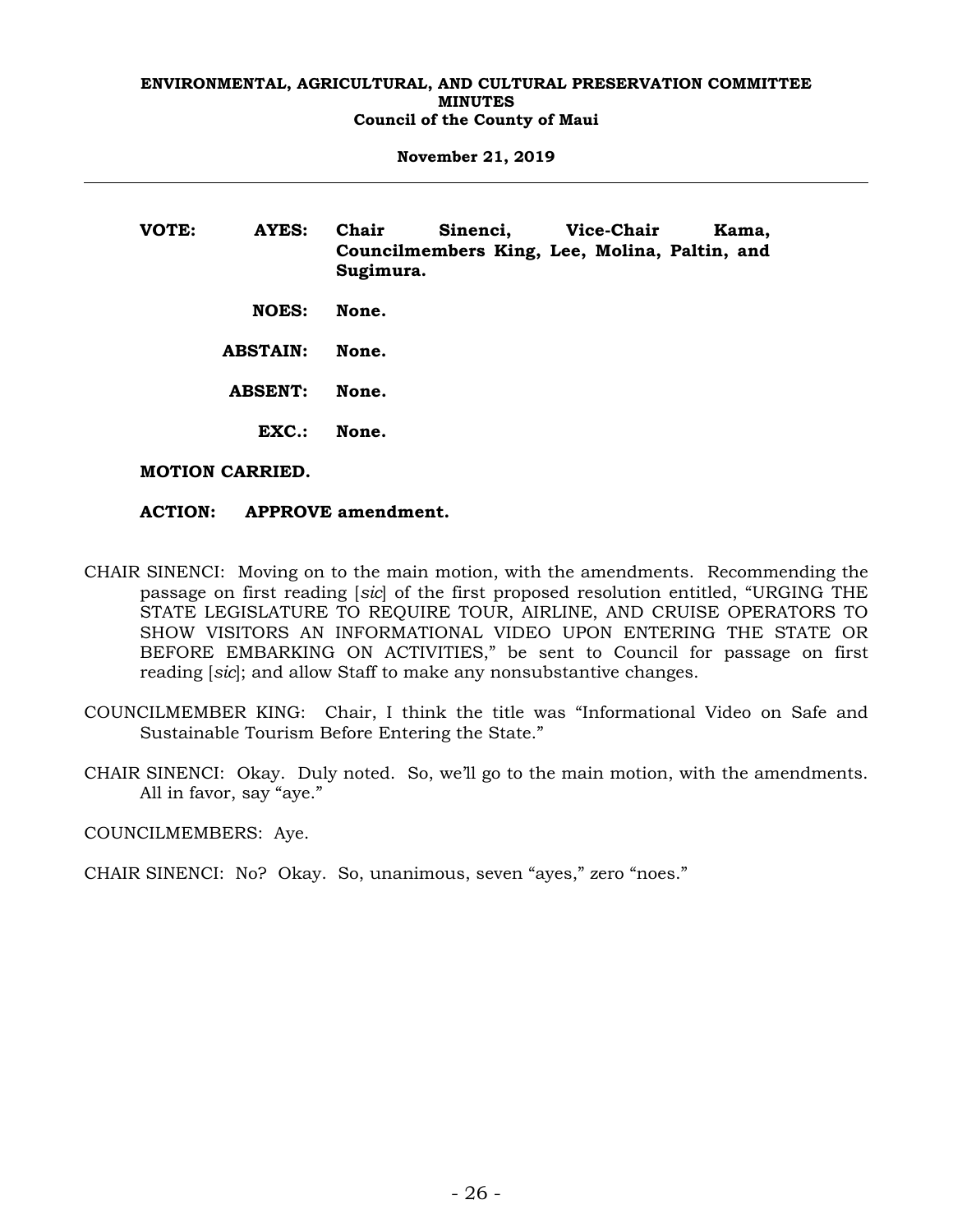**VOTE: AYES: Chair Sinenci, Vice-Chair Kama, Councilmembers King, Lee, Molina, Paltin, and Sugimura.**

**NOES: None.**

**ABSTAIN: None.**

**ABSENT: None.**

**EXC.: None.**

**MOTION CARRIED.**

**ACTION: APPROVE amendment.**

CHAIR SINENCI: Moving on to the main motion, with the amendments. Recommending the passage on first reading [*sic*] of the first proposed resolution entitled, "URGING THE STATE LEGISLATURE TO REQUIRE TOUR, AIRLINE, AND CRUISE OPERATORS TO SHOW VISITORS AN INFORMATIONAL VIDEO UPON ENTERING THE STATE OR BEFORE EMBARKING ON ACTIVITIES," be sent to Council for passage on first reading [*sic*]; and allow Staff to make any nonsubstantive changes.

COUNCILMEMBER KING: Chair, I think the title was "Informational Video on Safe and Sustainable Tourism Before Entering the State."

CHAIR SINENCI: Okay. Duly noted. So, we'll go to the main motion, with the amendments. All in favor, say "aye."

COUNCILMEMBERS: Aye.

CHAIR SINENCI: No? Okay. So, unanimous, seven "ayes," zero "noes."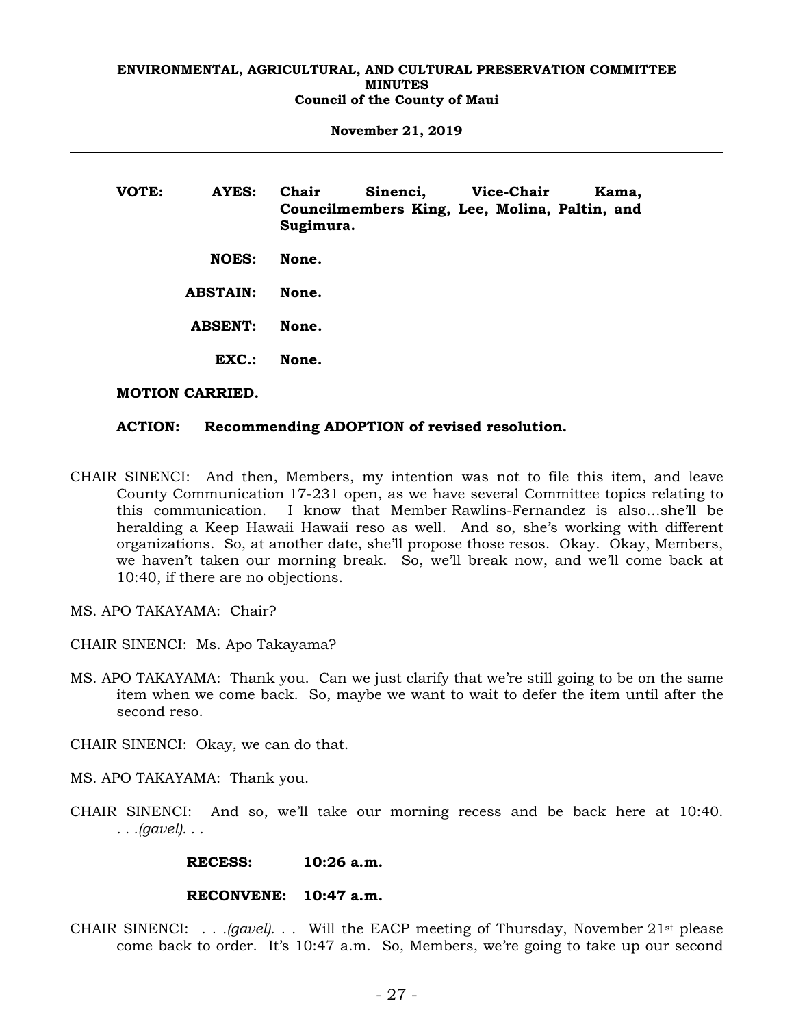**VOTE:** **AYES:** **Chair Sinenci, Vice-Chair Kama, Councilmembers King, Lee, Molina, Paltin, and Sugimura.**

**NOES:** **None.**

**ABSTAIN:** **None.**

**ABSENT:** **None.**

**EXC.:** **None.**

**MOTION CARRIED.**

**ACTION: Recommending ADOPTION of revised resolution.**

CHAIR SINENCI: And then, Members, my intention was not to file this item, and leave County Communication 17-231 open, as we have several Committee topics relating to this communication. I know that Member Rawlins-Fernandez is also…she'll be heralding a Keep Hawaii Hawaii reso as well. And so, she's working with different organizations. So, at another date, she'll propose those resos. Okay. Okay, Members, we haven't taken our morning break. So, we'll break now, and we'll come back at 10:40, if there are no objections.

MS. APO TAKAYAMA: Chair?

CHAIR SINENCI: Ms. Apo Takayama?

MS. APO TAKAYAMA: Thank you. Can we just clarify that we're still going to be on the same item when we come back. So, maybe we want to wait to defer the item until after the second reso.

CHAIR SINENCI: Okay, we can do that.

MS. APO TAKAYAMA: Thank you.

CHAIR SINENCI: And so, we'll take our morning recess and be back here at 10:40. *. . .(gavel). . .*

**RECESS: 10:26 a.m.**

**RECONVENE: 10:47 a.m.**

CHAIR SINENCI: *. . .(gavel). . .* Will the EACP meeting of Thursday, November 21st please come back to order. It's 10:47 a.m. So, Members, we're going to take up our second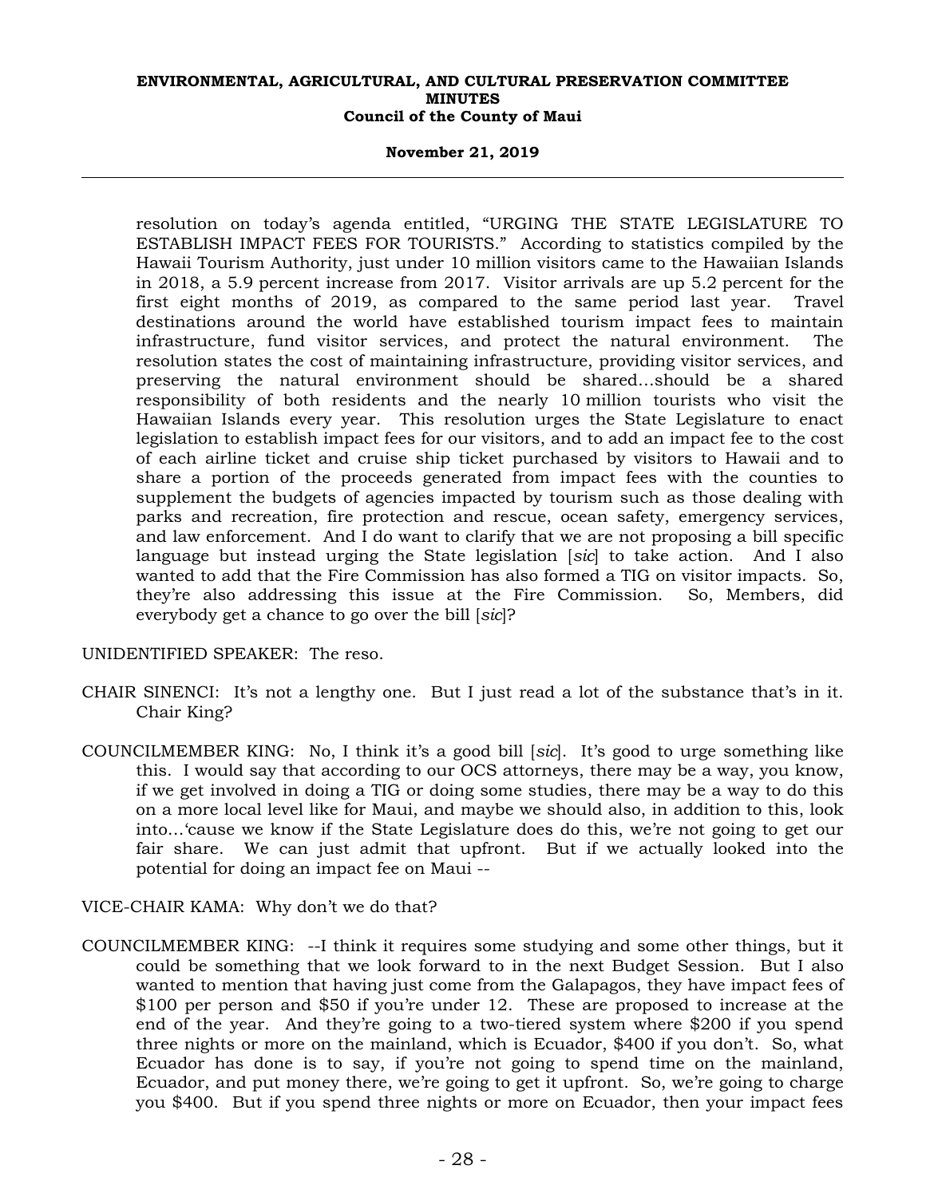resolution on today's agenda entitled, "URGING THE STATE LEGISLATURE TO ESTABLISH IMPACT FEES FOR TOURISTS." According to statistics compiled by the Hawaii Tourism Authority, just under 10 million visitors came to the Hawaiian Islands in 2018, a 5.9 percent increase from 2017. Visitor arrivals are up 5.2 percent for the first eight months of 2019, as compared to the same period last year. Travel destinations around the world have established tourism impact fees to maintain infrastructure, fund visitor services, and protect the natural environment. The resolution states the cost of maintaining infrastructure, providing visitor services, and preserving the natural environment should be shared...should be a shared responsibility of both residents and the nearly 10 million tourists who visit the Hawaiian Islands every year. This resolution urges the State Legislature to enact legislation to establish impact fees for our visitors, and to add an impact fee to the cost of each airline ticket and cruise ship ticket purchased by visitors to Hawaii and to share a portion of the proceeds generated from impact fees with the counties to supplement the budgets of agencies impacted by tourism such as those dealing with parks and recreation, fire protection and rescue, ocean safety, emergency services, and law enforcement. And I do want to clarify that we are not proposing a bill specific language but instead urging the State legislation [*sic*] to take action. And I also wanted to add that the Fire Commission has also formed a TIG on visitor impacts. So, they're also addressing this issue at the Fire Commission. So, Members, did everybody get a chance to go over the bill [*sic*]?

UNIDENTIFIED SPEAKER: The reso.

CHAIR SINENCI: It's not a lengthy one. But I just read a lot of the substance that's in it. Chair King?

COUNCILMEMBER KING: No, I think it's a good bill [*sic*]. It's good to urge something like this. I would say that according to our OCS attorneys, there may be a way, you know, if we get involved in doing a TIG or doing some studies, there may be a way to do this on a more local level like for Maui, and maybe we should also, in addition to this, look into...'cause we know if the State Legislature does do this, we're not going to get our fair share. We can just admit that upfront. But if we actually looked into the potential for doing an impact fee on Maui --

VICE-CHAIR KAMA: Why don't we do that?

COUNCILMEMBER KING: --I think it requires some studying and some other things, but it could be something that we look forward to in the next Budget Session. But I also wanted to mention that having just come from the Galapagos, they have impact fees of $100 per person and $50 if you're under 12. These are proposed to increase at the end of the year. And they're going to a two-tiered system where $200 if you spend three nights or more on the mainland, which is Ecuador, $400 if you don't. So, what Ecuador has done is to say, if you're not going to spend time on the mainland, Ecuador, and put money there, we're going to get it upfront. So, we're going to charge you $400. But if you spend three nights or more on Ecuador, then your impact fees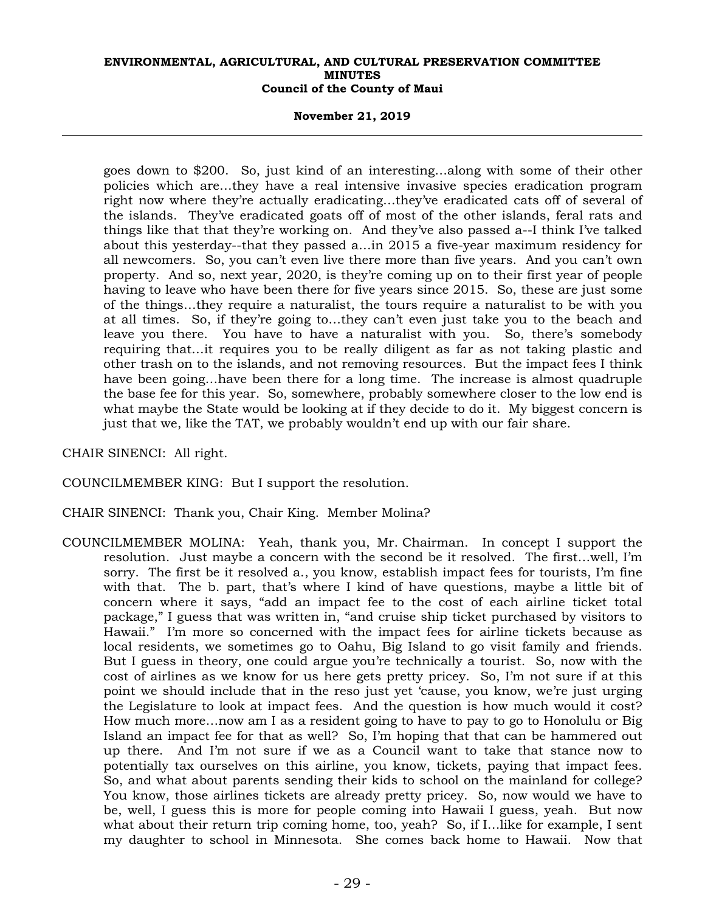goes down to $200. So, just kind of an interesting...along with some of their other policies which are...they have a real intensive invasive species eradication program right now where they're actually eradicating...they've eradicated cats off of several of the islands. They've eradicated goats off of most of the other islands, feral rats and things like that that they're working on. And they've also passed a--I think I've talked about this yesterday--that they passed a...in 2015 a five-year maximum residency for all newcomers. So, you can't even live there more than five years. And you can't own property. And so, next year, 2020, is they're coming up on to their first year of people having to leave who have been there for five years since 2015. So, these are just some of the things...they require a naturalist, the tours require a naturalist to be with you at all times. So, if they're going to...they can't even just take you to the beach and leave you there. You have to have a naturalist with you. So, there's somebody requiring that...it requires you to be really diligent as far as not taking plastic and other trash on to the islands, and not removing resources. But the impact fees I think have been going...have been there for a long time. The increase is almost quadruple the base fee for this year. So, somewhere, probably somewhere closer to the low end is what maybe the State would be looking at if they decide to do it. My biggest concern is just that we, like the TAT, we probably wouldn't end up with our fair share.

CHAIR SINENCI: All right.

COUNCILMEMBER KING: But I support the resolution.

CHAIR SINENCI: Thank you, Chair King. Member Molina?

COUNCILMEMBER MOLINA: Yeah, thank you, Mr. Chairman. In concept I support the resolution. Just maybe a concern with the second be it resolved. The first...well, I'm sorry. The first be it resolved a., you know, establish impact fees for tourists, I'm fine with that. The b. part, that's where I kind of have questions, maybe a little bit of concern where it says, "add an impact fee to the cost of each airline ticket total package," I guess that was written in, "and cruise ship ticket purchased by visitors to Hawaii." I'm more so concerned with the impact fees for airline tickets because as local residents, we sometimes go to Oahu, Big Island to go visit family and friends. But I guess in theory, one could argue you're technically a tourist. So, now with the cost of airlines as we know for us here gets pretty pricey. So, I'm not sure if at this point we should include that in the reso just yet 'cause, you know, we're just urging the Legislature to look at impact fees. And the question is how much would it cost? How much more...now am I as a resident going to have to pay to go to Honolulu or Big Island an impact fee for that as well? So, I'm hoping that that can be hammered out up there. And I'm not sure if we as a Council want to take that stance now to potentially tax ourselves on this airline, you know, tickets, paying that impact fees. So, and what about parents sending their kids to school on the mainland for college? You know, those airlines tickets are already pretty pricey. So, now would we have to be, well, I guess this is more for people coming into Hawaii I guess, yeah. But now what about their return trip coming home, too, yeah? So, if I...like for example, I sent my daughter to school in Minnesota. She comes back home to Hawaii. Now that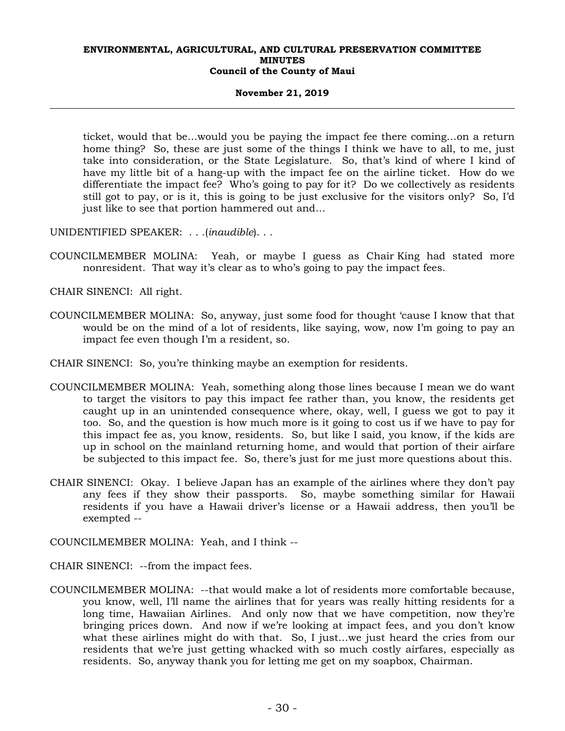ticket, would that be…would you be paying the impact fee there coming…on a return home thing? So, these are just some of the things I think we have to all, to me, just take into consideration, or the State Legislature. So, that's kind of where I kind of have my little bit of a hang-up with the impact fee on the airline ticket. How do we differentiate the impact fee? Who's going to pay for it? Do we collectively as residents still got to pay, or is it, this is going to be just exclusive for the visitors only? So, I'd just like to see that portion hammered out and…

UNIDENTIFIED SPEAKER: . . .(*inaudible*). . .

COUNCILMEMBER MOLINA: Yeah, or maybe I guess as Chair King had stated more nonresident. That way it's clear as to who's going to pay the impact fees.

CHAIR SINENCI: All right.

COUNCILMEMBER MOLINA: So, anyway, just some food for thought 'cause I know that that would be on the mind of a lot of residents, like saying, wow, now I'm going to pay an impact fee even though I'm a resident, so.

CHAIR SINENCI: So, you're thinking maybe an exemption for residents.

COUNCILMEMBER MOLINA: Yeah, something along those lines because I mean we do want to target the visitors to pay this impact fee rather than, you know, the residents get caught up in an unintended consequence where, okay, well, I guess we got to pay it too. So, and the question is how much more is it going to cost us if we have to pay for this impact fee as, you know, residents. So, but like I said, you know, if the kids are up in school on the mainland returning home, and would that portion of their airfare be subjected to this impact fee. So, there's just for me just more questions about this.

CHAIR SINENCI: Okay. I believe Japan has an example of the airlines where they don't pay any fees if they show their passports. So, maybe something similar for Hawaii residents if you have a Hawaii driver's license or a Hawaii address, then you'll be exempted --

COUNCILMEMBER MOLINA: Yeah, and I think --

CHAIR SINENCI: --from the impact fees.

COUNCILMEMBER MOLINA: --that would make a lot of residents more comfortable because, you know, well, I'll name the airlines that for years was really hitting residents for a long time, Hawaiian Airlines. And only now that we have competition, now they're bringing prices down. And now if we're looking at impact fees, and you don't know what these airlines might do with that. So, I just…we just heard the cries from our residents that we're just getting whacked with so much costly airfares, especially as residents. So, anyway thank you for letting me get on my soapbox, Chairman.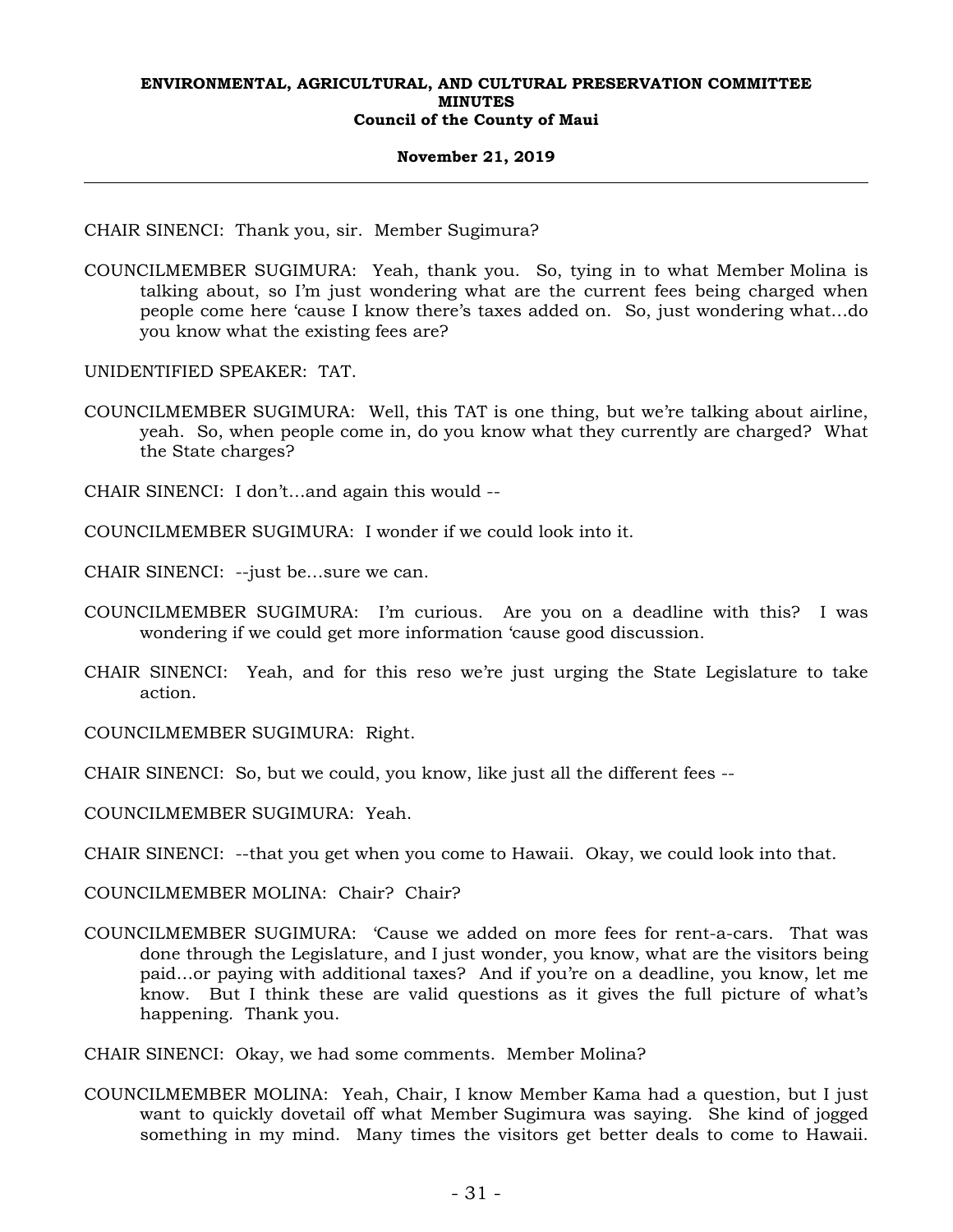CHAIR SINENCI: Thank you, sir. Member Sugimura?

COUNCILMEMBER SUGIMURA: Yeah, thank you. So, tying in to what Member Molina is talking about, so I'm just wondering what are the current fees being charged when people come here 'cause I know there's taxes added on. So, just wondering what…do you know what the existing fees are?

UNIDENTIFIED SPEAKER: TAT.

COUNCILMEMBER SUGIMURA: Well, this TAT is one thing, but we're talking about airline, yeah. So, when people come in, do you know what they currently are charged? What the State charges?

CHAIR SINENCI: I don't…and again this would --

COUNCILMEMBER SUGIMURA: I wonder if we could look into it.

CHAIR SINENCI: --just be…sure we can.

COUNCILMEMBER SUGIMURA: I'm curious. Are you on a deadline with this? I was wondering if we could get more information 'cause good discussion.

CHAIR SINENCI: Yeah, and for this reso we're just urging the State Legislature to take action.

COUNCILMEMBER SUGIMURA: Right.

CHAIR SINENCI: So, but we could, you know, like just all the different fees --

COUNCILMEMBER SUGIMURA: Yeah.

CHAIR SINENCI: --that you get when you come to Hawaii. Okay, we could look into that.

COUNCILMEMBER MOLINA: Chair? Chair?

COUNCILMEMBER SUGIMURA: 'Cause we added on more fees for rent-a-cars. That was done through the Legislature, and I just wonder, you know, what are the visitors being paid…or paying with additional taxes? And if you're on a deadline, you know, let me know. But I think these are valid questions as it gives the full picture of what's happening. Thank you.

CHAIR SINENCI: Okay, we had some comments. Member Molina?

COUNCILMEMBER MOLINA: Yeah, Chair, I know Member Kama had a question, but I just want to quickly dovetail off what Member Sugimura was saying. She kind of jogged something in my mind. Many times the visitors get better deals to come to Hawaii.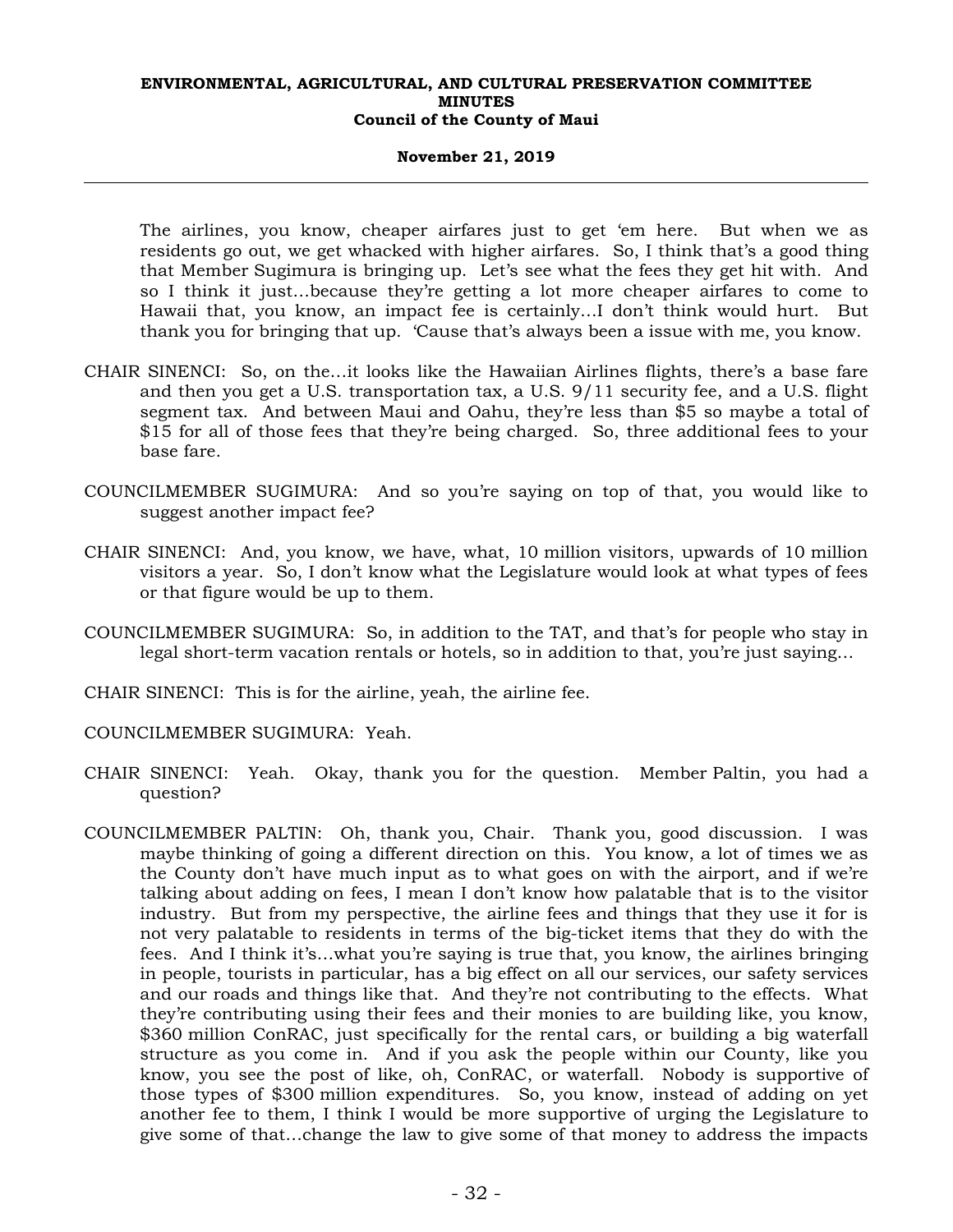The airlines, you know, cheaper airfares just to get 'em here. But when we as residents go out, we get whacked with higher airfares. So, I think that's a good thing that Member Sugimura is bringing up. Let's see what the fees they get hit with. And so I think it just…because they're getting a lot more cheaper airfares to come to Hawaii that, you know, an impact fee is certainly…I don't think would hurt. But thank you for bringing that up. 'Cause that's always been a issue with me, you know.

CHAIR SINENCI: So, on the…it looks like the Hawaiian Airlines flights, there's a base fare and then you get a U.S. transportation tax, a U.S. 9/11 security fee, and a U.S. flight segment tax. And between Maui and Oahu, they're less than $5 so maybe a total of $15 for all of those fees that they're being charged. So, three additional fees to your base fare.

COUNCILMEMBER SUGIMURA: And so you're saying on top of that, you would like to suggest another impact fee?

CHAIR SINENCI: And, you know, we have, what, 10 million visitors, upwards of 10 million visitors a year. So, I don't know what the Legislature would look at what types of fees or that figure would be up to them.

COUNCILMEMBER SUGIMURA: So, in addition to the TAT, and that's for people who stay in legal short-term vacation rentals or hotels, so in addition to that, you're just saying…

CHAIR SINENCI: This is for the airline, yeah, the airline fee.

COUNCILMEMBER SUGIMURA: Yeah.

CHAIR SINENCI: Yeah. Okay, thank you for the question. Member Paltin, you had a question?

COUNCILMEMBER PALTIN: Oh, thank you, Chair. Thank you, good discussion. I was maybe thinking of going a different direction on this. You know, a lot of times we as the County don't have much input as to what goes on with the airport, and if we're talking about adding on fees, I mean I don't know how palatable that is to the visitor industry. But from my perspective, the airline fees and things that they use it for is not very palatable to residents in terms of the big-ticket items that they do with the fees. And I think it's…what you're saying is true that, you know, the airlines bringing in people, tourists in particular, has a big effect on all our services, our safety services and our roads and things like that. And they're not contributing to the effects. What they're contributing using their fees and their monies to are building like, you know, $360 million ConRAC, just specifically for the rental cars, or building a big waterfall structure as you come in. And if you ask the people within our County, like you know, you see the post of like, oh, ConRAC, or waterfall. Nobody is supportive of those types of $300 million expenditures. So, you know, instead of adding on yet another fee to them, I think I would be more supportive of urging the Legislature to give some of that…change the law to give some of that money to address the impacts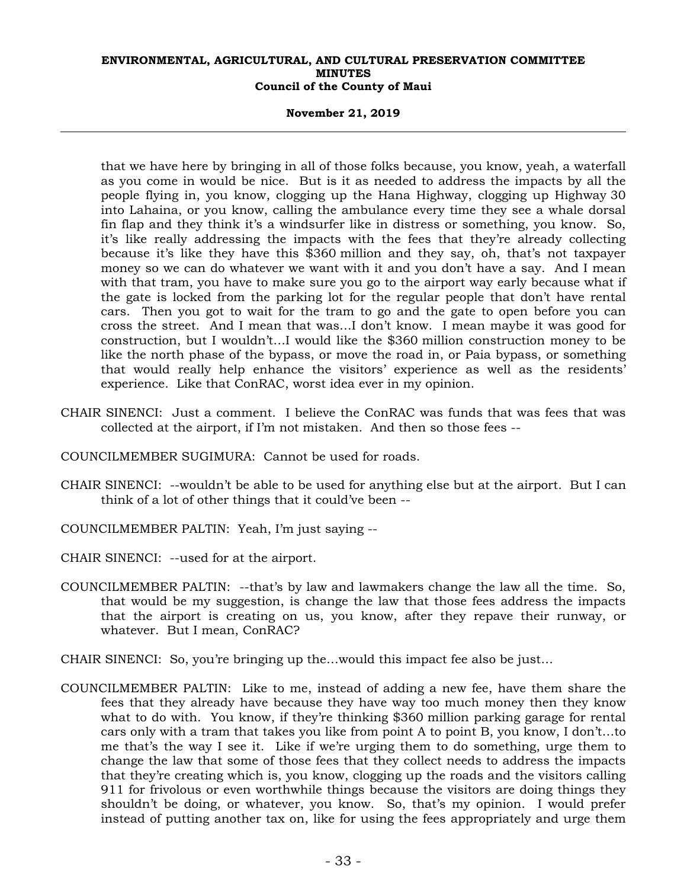that we have here by bringing in all of those folks because, you know, yeah, a waterfall as you come in would be nice. But is it as needed to address the impacts by all the people flying in, you know, clogging up the Hana Highway, clogging up Highway 30 into Lahaina, or you know, calling the ambulance every time they see a whale dorsal fin flap and they think it's a windsurfer like in distress or something, you know. So, it's like really addressing the impacts with the fees that they're already collecting because it's like they have this $360 million and they say, oh, that's not taxpayer money so we can do whatever we want with it and you don't have a say. And I mean with that tram, you have to make sure you go to the airport way early because what if the gate is locked from the parking lot for the regular people that don't have rental cars. Then you got to wait for the tram to go and the gate to open before you can cross the street. And I mean that was...I don't know. I mean maybe it was good for construction, but I wouldn't...I would like the $360 million construction money to be like the north phase of the bypass, or move the road in, or Paia bypass, or something that would really help enhance the visitors' experience as well as the residents' experience. Like that ConRAC, worst idea ever in my opinion.

CHAIR SINENCI: Just a comment. I believe the ConRAC was funds that was fees that was collected at the airport, if I'm not mistaken. And then so those fees --

COUNCILMEMBER SUGIMURA: Cannot be used for roads.

CHAIR SINENCI: --wouldn't be able to be used for anything else but at the airport. But I can think of a lot of other things that it could've been --

COUNCILMEMBER PALTIN: Yeah, I'm just saying --

CHAIR SINENCI: --used for at the airport.

COUNCILMEMBER PALTIN: --that's by law and lawmakers change the law all the time. So, that would be my suggestion, is change the law that those fees address the impacts that the airport is creating on us, you know, after they repave their runway, or whatever. But I mean, ConRAC?

CHAIR SINENCI: So, you're bringing up the...would this impact fee also be just...

COUNCILMEMBER PALTIN: Like to me, instead of adding a new fee, have them share the fees that they already have because they have way too much money then they know what to do with. You know, if they're thinking $360 million parking garage for rental cars only with a tram that takes you like from point A to point B, you know, I don't...to me that's the way I see it. Like if we're urging them to do something, urge them to change the law that some of those fees that they collect needs to address the impacts that they're creating which is, you know, clogging up the roads and the visitors calling 911 for frivolous or even worthwhile things because the visitors are doing things they shouldn't be doing, or whatever, you know. So, that's my opinion. I would prefer instead of putting another tax on, like for using the fees appropriately and urge them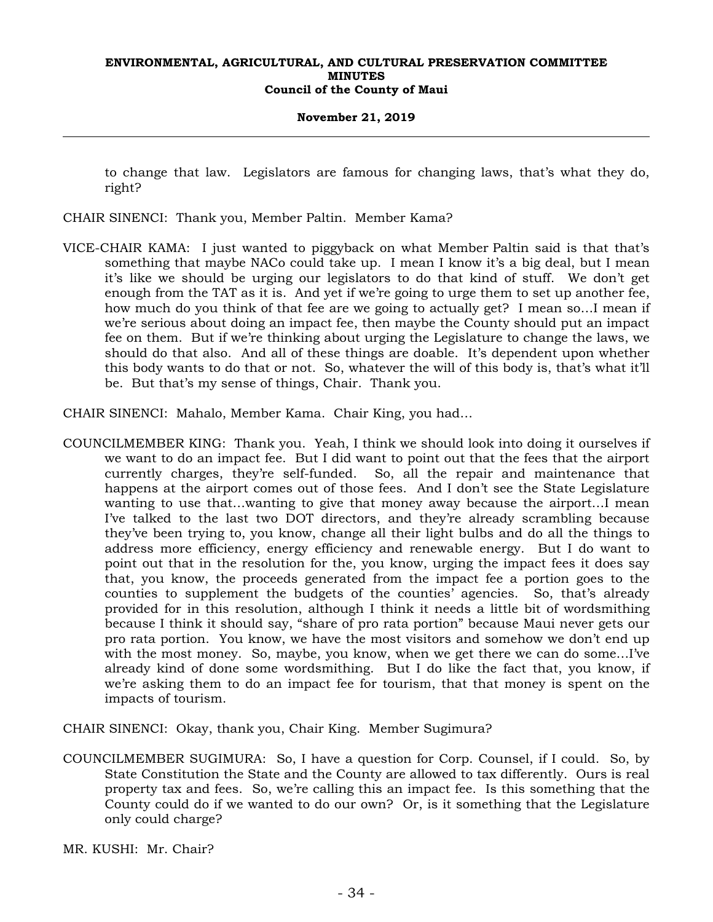to change that law. Legislators are famous for changing laws, that's what they do, right?

CHAIR SINENCI: Thank you, Member Paltin. Member Kama?

VICE-CHAIR KAMA: I just wanted to piggyback on what Member Paltin said is that that's something that maybe NACo could take up. I mean I know it's a big deal, but I mean it's like we should be urging our legislators to do that kind of stuff. We don't get enough from the TAT as it is. And yet if we're going to urge them to set up another fee, how much do you think of that fee are we going to actually get? I mean so…I mean if we're serious about doing an impact fee, then maybe the County should put an impact fee on them. But if we're thinking about urging the Legislature to change the laws, we should do that also. And all of these things are doable. It's dependent upon whether this body wants to do that or not. So, whatever the will of this body is, that's what it'll be. But that's my sense of things, Chair. Thank you.

CHAIR SINENCI: Mahalo, Member Kama. Chair King, you had…

COUNCILMEMBER KING: Thank you. Yeah, I think we should look into doing it ourselves if we want to do an impact fee. But I did want to point out that the fees that the airport currently charges, they're self-funded. So, all the repair and maintenance that happens at the airport comes out of those fees. And I don't see the State Legislature wanting to use that…wanting to give that money away because the airport…I mean I've talked to the last two DOT directors, and they're already scrambling because they've been trying to, you know, change all their light bulbs and do all the things to address more efficiency, energy efficiency and renewable energy. But I do want to point out that in the resolution for the, you know, urging the impact fees it does say that, you know, the proceeds generated from the impact fee a portion goes to the counties to supplement the budgets of the counties' agencies. So, that's already provided for in this resolution, although I think it needs a little bit of wordsmithing because I think it should say, "share of pro rata portion" because Maui never gets our pro rata portion. You know, we have the most visitors and somehow we don't end up with the most money. So, maybe, you know, when we get there we can do some…I've already kind of done some wordsmithing. But I do like the fact that, you know, if we're asking them to do an impact fee for tourism, that that money is spent on the impacts of tourism.

CHAIR SINENCI: Okay, thank you, Chair King. Member Sugimura?

COUNCILMEMBER SUGIMURA: So, I have a question for Corp. Counsel, if I could. So, by State Constitution the State and the County are allowed to tax differently. Ours is real property tax and fees. So, we're calling this an impact fee. Is this something that the County could do if we wanted to do our own? Or, is it something that the Legislature only could charge?

MR. KUSHI: Mr. Chair?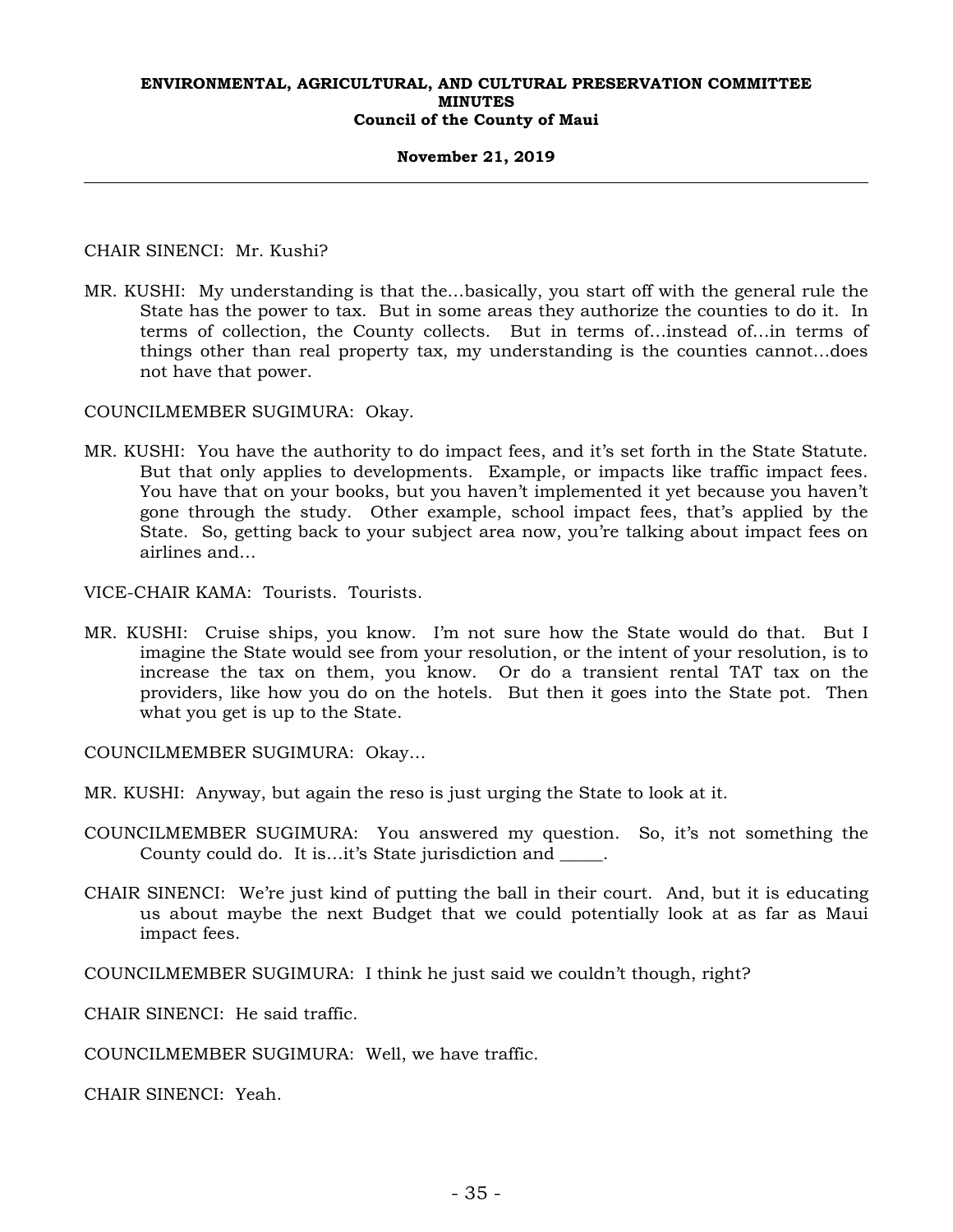CHAIR SINENCI: Mr. Kushi?

MR. KUSHI: My understanding is that the…basically, you start off with the general rule the State has the power to tax. But in some areas they authorize the counties to do it. In terms of collection, the County collects. But in terms of…instead of…in terms of things other than real property tax, my understanding is the counties cannot…does not have that power.

COUNCILMEMBER SUGIMURA: Okay.

MR. KUSHI: You have the authority to do impact fees, and it's set forth in the State Statute. But that only applies to developments. Example, or impacts like traffic impact fees. You have that on your books, but you haven't implemented it yet because you haven't gone through the study. Other example, school impact fees, that's applied by the State. So, getting back to your subject area now, you're talking about impact fees on airlines and…

VICE-CHAIR KAMA: Tourists. Tourists.

MR. KUSHI: Cruise ships, you know. I'm not sure how the State would do that. But I imagine the State would see from your resolution, or the intent of your resolution, is to increase the tax on them, you know. Or do a transient rental TAT tax on the providers, like how you do on the hotels. But then it goes into the State pot. Then what you get is up to the State.

COUNCILMEMBER SUGIMURA: Okay…

MR. KUSHI: Anyway, but again the reso is just urging the State to look at it.

COUNCILMEMBER SUGIMURA: You answered my question. So, it's not something the County could do. It is…it's State jurisdiction and _____.

CHAIR SINENCI: We're just kind of putting the ball in their court. And, but it is educating us about maybe the next Budget that we could potentially look at as far as Maui impact fees.

COUNCILMEMBER SUGIMURA: I think he just said we couldn't though, right?

CHAIR SINENCI: He said traffic.

COUNCILMEMBER SUGIMURA: Well, we have traffic.

CHAIR SINENCI: Yeah.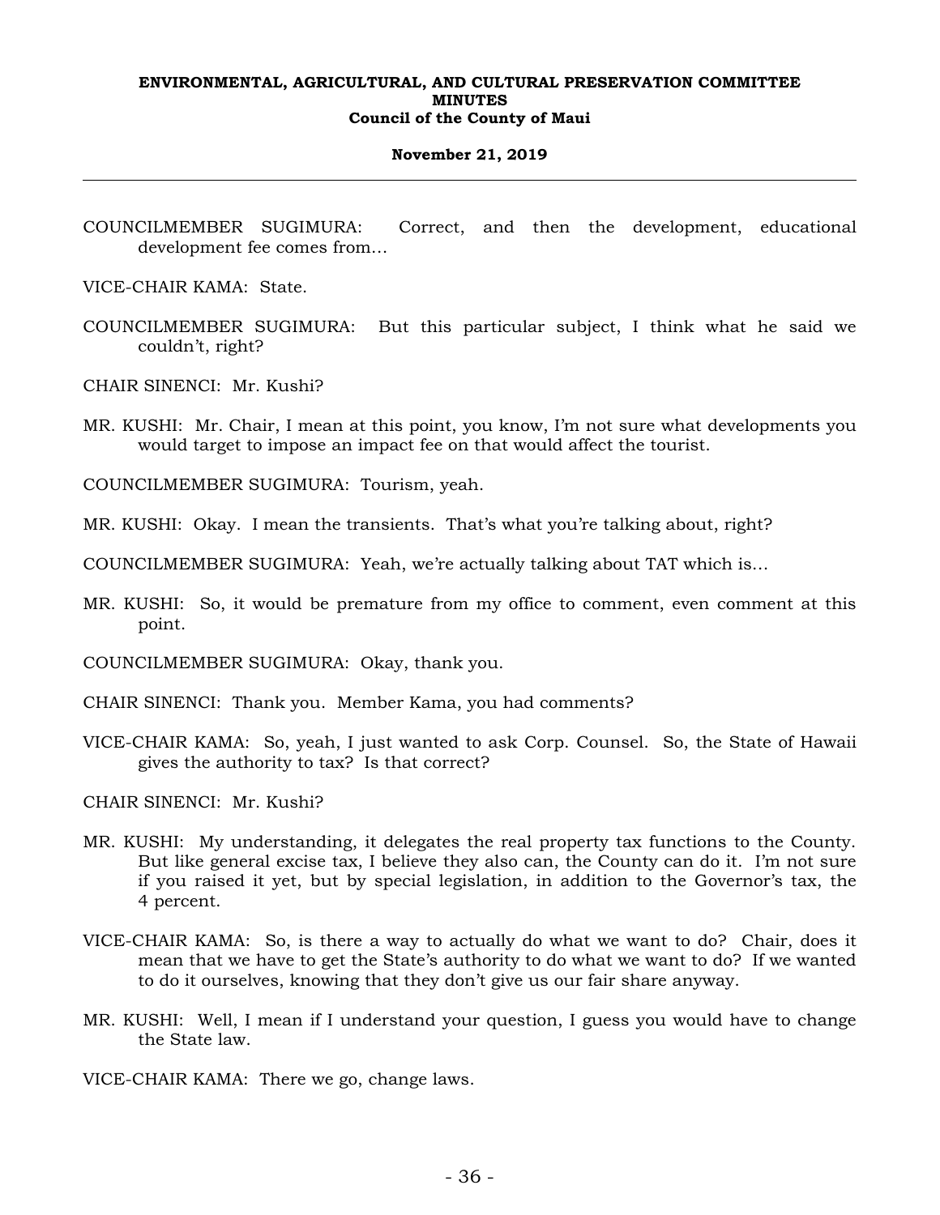COUNCILMEMBER SUGIMURA: Correct, and then the development, educational development fee comes from…

VICE-CHAIR KAMA: State.

COUNCILMEMBER SUGIMURA: But this particular subject, I think what he said we couldn't, right?

CHAIR SINENCI: Mr. Kushi?

MR. KUSHI: Mr. Chair, I mean at this point, you know, I'm not sure what developments you would target to impose an impact fee on that would affect the tourist.

COUNCILMEMBER SUGIMURA: Tourism, yeah.

MR. KUSHI: Okay. I mean the transients. That's what you're talking about, right?

COUNCILMEMBER SUGIMURA: Yeah, we're actually talking about TAT which is…

MR. KUSHI: So, it would be premature from my office to comment, even comment at this point.

COUNCILMEMBER SUGIMURA: Okay, thank you.

CHAIR SINENCI: Thank you. Member Kama, you had comments?

VICE-CHAIR KAMA: So, yeah, I just wanted to ask Corp. Counsel. So, the State of Hawaii gives the authority to tax? Is that correct?

CHAIR SINENCI: Mr. Kushi?

MR. KUSHI: My understanding, it delegates the real property tax functions to the County. But like general excise tax, I believe they also can, the County can do it. I'm not sure if you raised it yet, but by special legislation, in addition to the Governor's tax, the 4 percent.

VICE-CHAIR KAMA: So, is there a way to actually do what we want to do? Chair, does it mean that we have to get the State's authority to do what we want to do? If we wanted to do it ourselves, knowing that they don't give us our fair share anyway.

MR. KUSHI: Well, I mean if I understand your question, I guess you would have to change the State law.

VICE-CHAIR KAMA: There we go, change laws.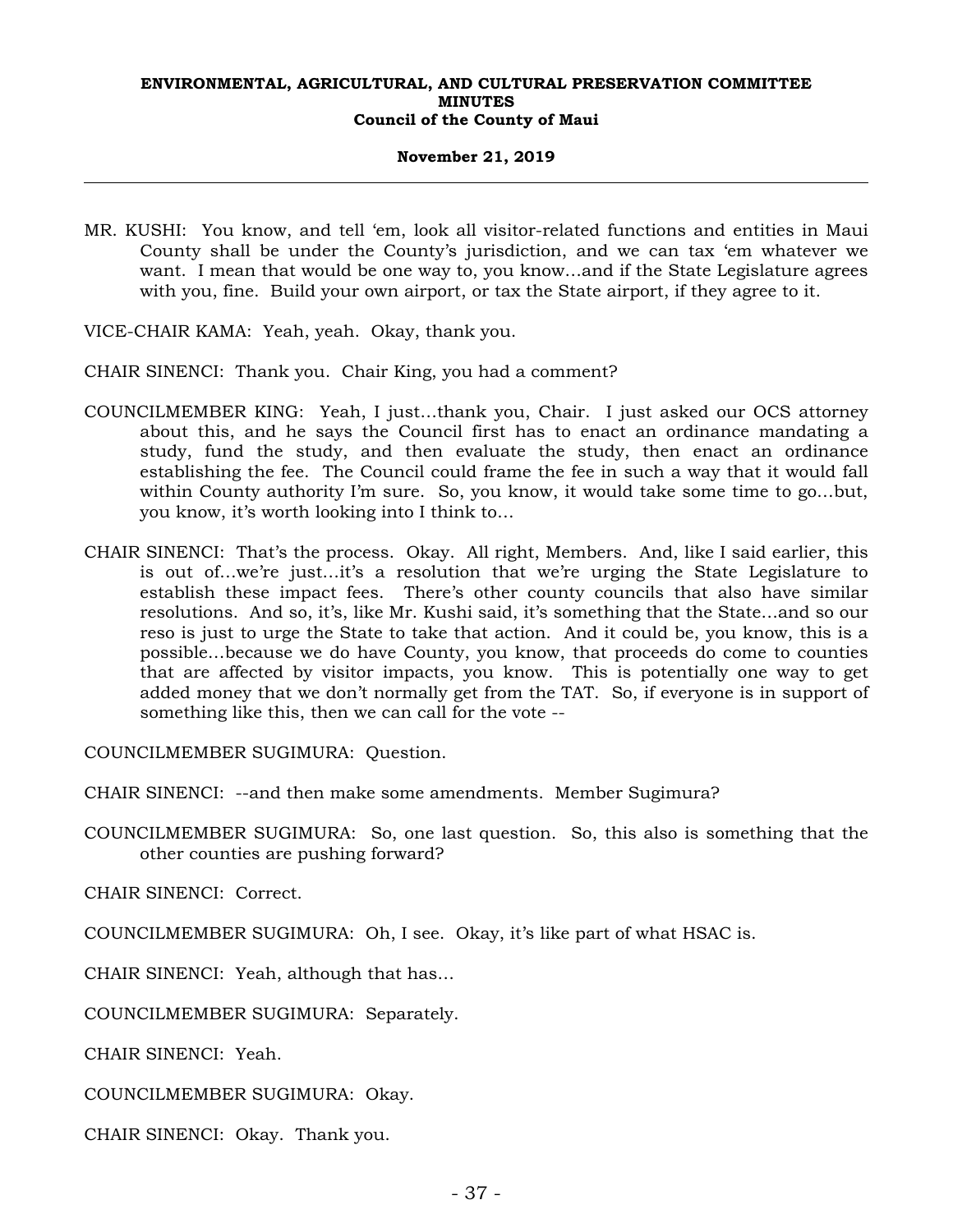MR. KUSHI: You know, and tell 'em, look all visitor-related functions and entities in Maui County shall be under the County's jurisdiction, and we can tax 'em whatever we want. I mean that would be one way to, you know...and if the State Legislature agrees with you, fine. Build your own airport, or tax the State airport, if they agree to it.

VICE-CHAIR KAMA: Yeah, yeah. Okay, thank you.

CHAIR SINENCI: Thank you. Chair King, you had a comment?

COUNCILMEMBER KING: Yeah, I just...thank you, Chair. I just asked our OCS attorney about this, and he says the Council first has to enact an ordinance mandating a study, fund the study, and then evaluate the study, then enact an ordinance establishing the fee. The Council could frame the fee in such a way that it would fall within County authority I'm sure. So, you know, it would take some time to go...but, you know, it's worth looking into I think to...

CHAIR SINENCI: That's the process. Okay. All right, Members. And, like I said earlier, this is out of...we're just...it's a resolution that we're urging the State Legislature to establish these impact fees. There's other county councils that also have similar resolutions. And so, it's, like Mr. Kushi said, it's something that the State...and so our reso is just to urge the State to take that action. And it could be, you know, this is a possible...because we do have County, you know, that proceeds do come to counties that are affected by visitor impacts, you know. This is potentially one way to get added money that we don't normally get from the TAT. So, if everyone is in support of something like this, then we can call for the vote --

COUNCILMEMBER SUGIMURA: Question.

CHAIR SINENCI: --and then make some amendments. Member Sugimura?

COUNCILMEMBER SUGIMURA: So, one last question. So, this also is something that the other counties are pushing forward?

CHAIR SINENCI: Correct.

COUNCILMEMBER SUGIMURA: Oh, I see. Okay, it's like part of what HSAC is.

CHAIR SINENCI: Yeah, although that has...

COUNCILMEMBER SUGIMURA: Separately.

CHAIR SINENCI: Yeah.

COUNCILMEMBER SUGIMURA: Okay.

CHAIR SINENCI: Okay. Thank you.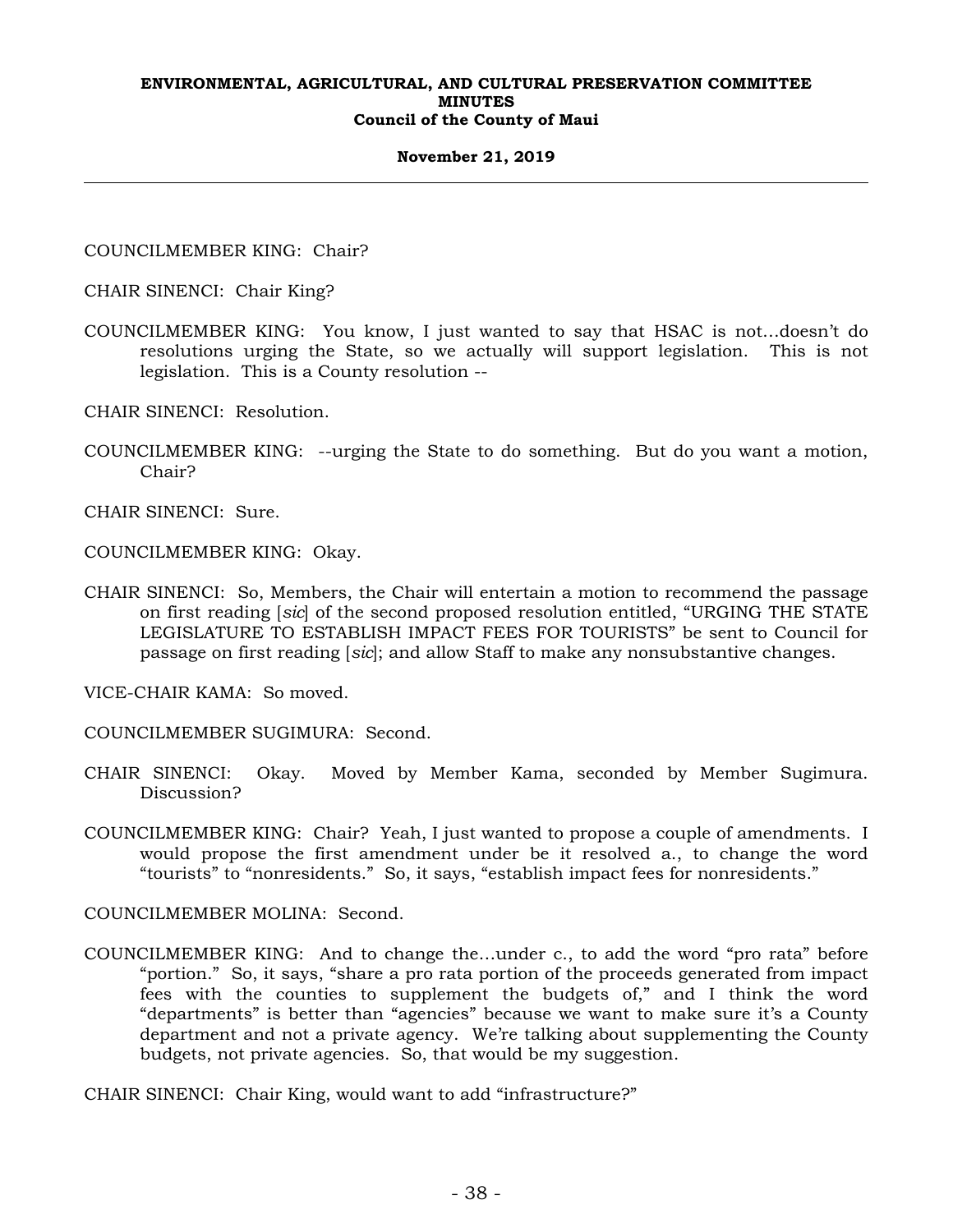COUNCILMEMBER KING: Chair?

CHAIR SINENCI: Chair King?

COUNCILMEMBER KING: You know, I just wanted to say that HSAC is not…doesn't do resolutions urging the State, so we actually will support legislation. This is not legislation. This is a County resolution --

CHAIR SINENCI: Resolution.

COUNCILMEMBER KING: --urging the State to do something. But do you want a motion, Chair?

CHAIR SINENCI: Sure.

COUNCILMEMBER KING: Okay.

CHAIR SINENCI: So, Members, the Chair will entertain a motion to recommend the passage on first reading [*sic*] of the second proposed resolution entitled, "URGING THE STATE LEGISLATURE TO ESTABLISH IMPACT FEES FOR TOURISTS" be sent to Council for passage on first reading [*sic*]; and allow Staff to make any nonsubstantive changes.

VICE-CHAIR KAMA: So moved.

COUNCILMEMBER SUGIMURA: Second.

CHAIR SINENCI: Okay. Moved by Member Kama, seconded by Member Sugimura. Discussion?

COUNCILMEMBER KING: Chair? Yeah, I just wanted to propose a couple of amendments. I would propose the first amendment under be it resolved a., to change the word "tourists" to "nonresidents." So, it says, "establish impact fees for nonresidents."

COUNCILMEMBER MOLINA: Second.

COUNCILMEMBER KING: And to change the…under c., to add the word "pro rata" before "portion." So, it says, "share a pro rata portion of the proceeds generated from impact fees with the counties to supplement the budgets of," and I think the word "departments" is better than "agencies" because we want to make sure it's a County department and not a private agency. We're talking about supplementing the County budgets, not private agencies. So, that would be my suggestion.

CHAIR SINENCI: Chair King, would want to add "infrastructure?"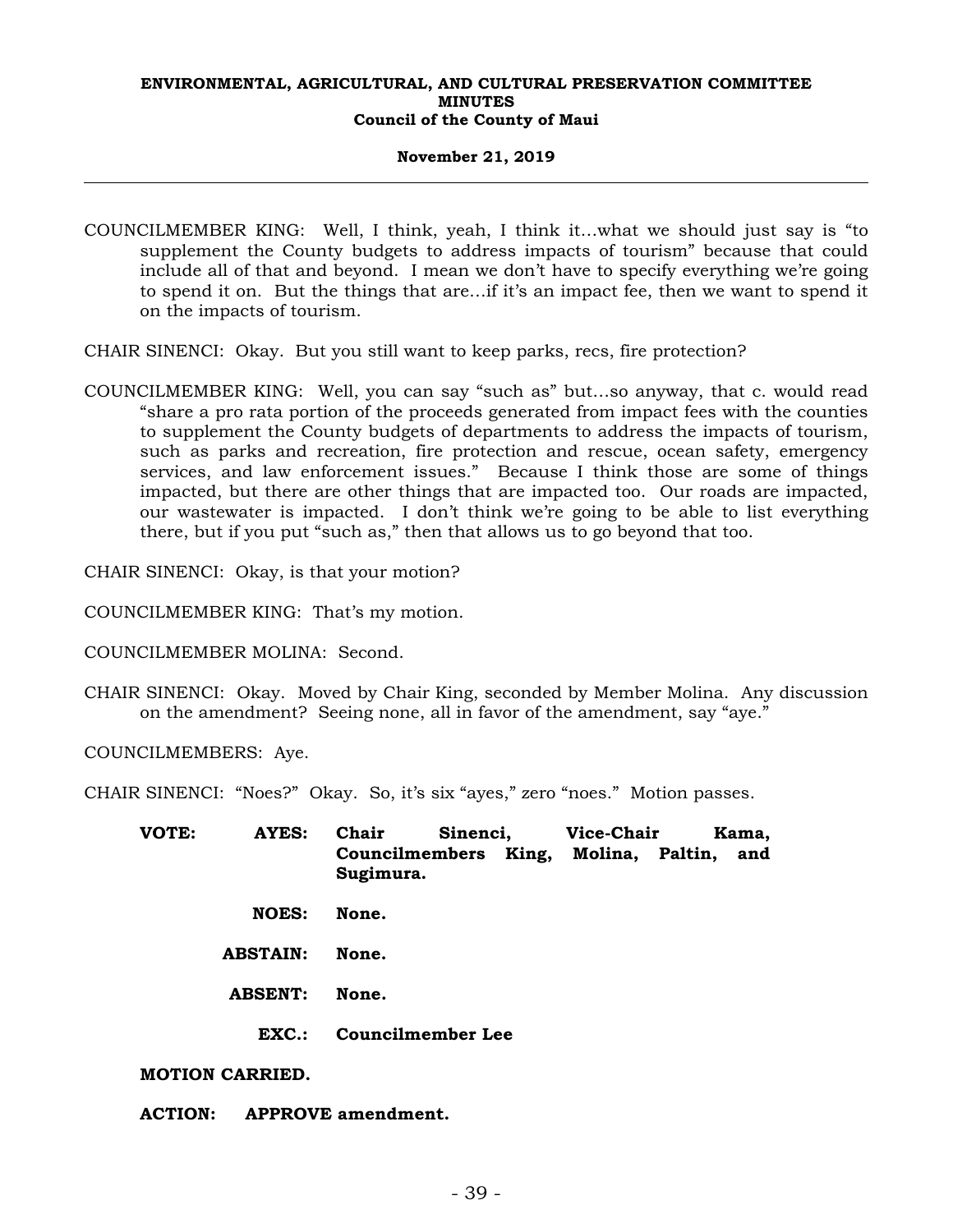COUNCILMEMBER KING: Well, I think, yeah, I think it…what we should just say is "to supplement the County budgets to address impacts of tourism" because that could include all of that and beyond. I mean we don't have to specify everything we're going to spend it on. But the things that are…if it's an impact fee, then we want to spend it on the impacts of tourism.

CHAIR SINENCI: Okay. But you still want to keep parks, recs, fire protection?

COUNCILMEMBER KING: Well, you can say "such as" but…so anyway, that c. would read "share a pro rata portion of the proceeds generated from impact fees with the counties to supplement the County budgets of departments to address the impacts of tourism, such as parks and recreation, fire protection and rescue, ocean safety, emergency services, and law enforcement issues." Because I think those are some of things impacted, but there are other things that are impacted too. Our roads are impacted, our wastewater is impacted. I don't think we're going to be able to list everything there, but if you put "such as," then that allows us to go beyond that too.

CHAIR SINENCI: Okay, is that your motion?

COUNCILMEMBER KING: That's my motion.

COUNCILMEMBER MOLINA: Second.

CHAIR SINENCI: Okay. Moved by Chair King, seconded by Member Molina. Any discussion on the amendment? Seeing none, all in favor of the amendment, say "aye."

COUNCILMEMBERS: Aye.

CHAIR SINENCI: "Noes?" Okay. So, it's six "ayes," zero "noes." Motion passes.

**VOTE: AYES: Chair Sinenci, Vice-Chair Kama, Councilmembers King, Molina, Paltin, and Sugimura.**

**NOES: None.**

**ABSTAIN: None.**

**ABSENT: None.**

**EXC.: Councilmember Lee**

**MOTION CARRIED.**

**ACTION: APPROVE amendment.**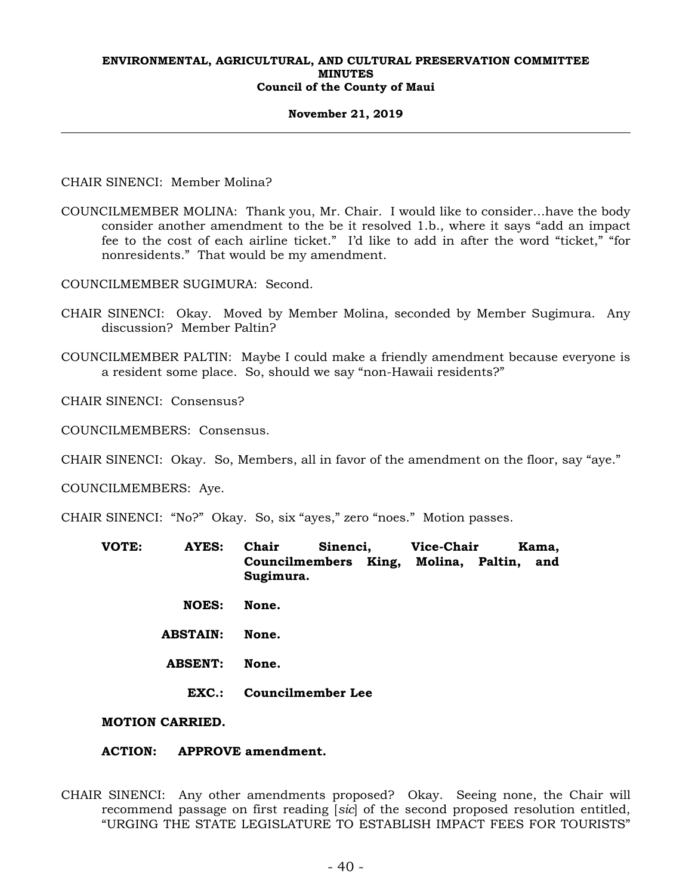CHAIR SINENCI: Member Molina?

COUNCILMEMBER MOLINA: Thank you, Mr. Chair. I would like to consider…have the body consider another amendment to the be it resolved 1.b., where it says "add an impact fee to the cost of each airline ticket." I'd like to add in after the word "ticket," "for nonresidents." That would be my amendment.

COUNCILMEMBER SUGIMURA: Second.

CHAIR SINENCI: Okay. Moved by Member Molina, seconded by Member Sugimura. Any discussion? Member Paltin?

COUNCILMEMBER PALTIN: Maybe I could make a friendly amendment because everyone is a resident some place. So, should we say "non-Hawaii residents?"

CHAIR SINENCI: Consensus?

COUNCILMEMBERS: Consensus.

CHAIR SINENCI: Okay. So, Members, all in favor of the amendment on the floor, say "aye."

COUNCILMEMBERS: Aye.

CHAIR SINENCI: "No?" Okay. So, six "ayes," zero "noes." Motion passes.

**VOTE: AYES: Chair Sinenci, Vice-Chair Kama, Councilmembers King, Molina, Paltin, and Sugimura.**

**NOES: None.**

**ABSTAIN: None.**

**ABSENT: None.**

**EXC.: Councilmember Lee**

**MOTION CARRIED.**

**ACTION: APPROVE amendment.**

CHAIR SINENCI: Any other amendments proposed? Okay. Seeing none, the Chair will recommend passage on first reading [*sic*] of the second proposed resolution entitled, "URGING THE STATE LEGISLATURE TO ESTABLISH IMPACT FEES FOR TOURISTS"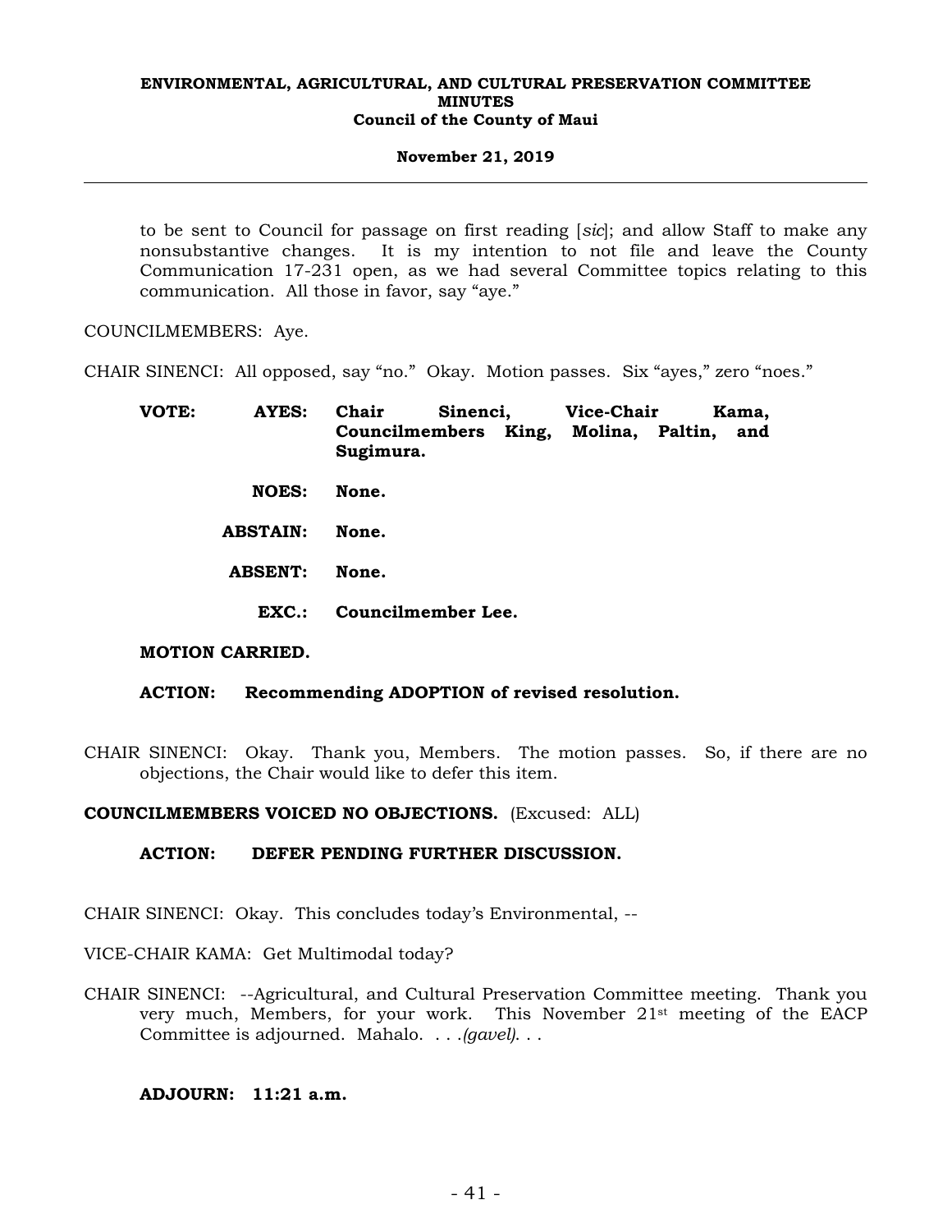to be sent to Council for passage on first reading [*sic*]; and allow Staff to make any nonsubstantive changes. It is my intention to not file and leave the County Communication 17-231 open, as we had several Committee topics relating to this communication. All those in favor, say "aye."

COUNCILMEMBERS: Aye.

CHAIR SINENCI: All opposed, say "no." Okay. Motion passes. Six "ayes," zero "noes."

**VOTE: AYES: Chair Sinenci, Vice-Chair Kama, Councilmembers King, Molina, Paltin, and Sugimura.**

**NOES: None.**

**ABSTAIN: None.**

**ABSENT: None.**

**EXC.: Councilmember Lee.**

**MOTION CARRIED.**

**ACTION: Recommending ADOPTION of revised resolution.**

CHAIR SINENCI: Okay. Thank you, Members. The motion passes. So, if there are no objections, the Chair would like to defer this item.

**COUNCILMEMBERS VOICED NO OBJECTIONS.** (Excused: ALL)

**ACTION: DEFER PENDING FURTHER DISCUSSION.**

CHAIR SINENCI: Okay. This concludes today's Environmental, --

VICE-CHAIR KAMA: Get Multimodal today?

CHAIR SINENCI: --Agricultural, and Cultural Preservation Committee meeting. Thank you very much, Members, for your work. This November 21st meeting of the EACP Committee is adjourned. Mahalo. . . .*(gavel)*. . .

**ADJOURN: 11:21 a.m.**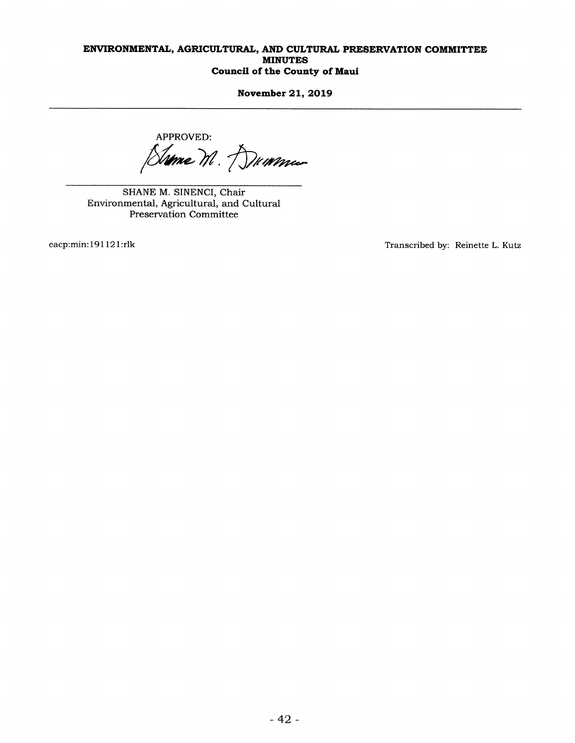**ENVIRONMENTAL, AGRICULTURAL, AND CULTURAL PRESERVATION COMMITTEE**
**MINUTES**
**Council of the County of Maui**

**November 21, 2019**

---

APPROVED:

SHANE M. SINENCI, Chair
Environmental, Agricultural, and Cultural
Preservation Committee

eacp:min:191121:rlk

Transcribed by: Reinette L. Kutz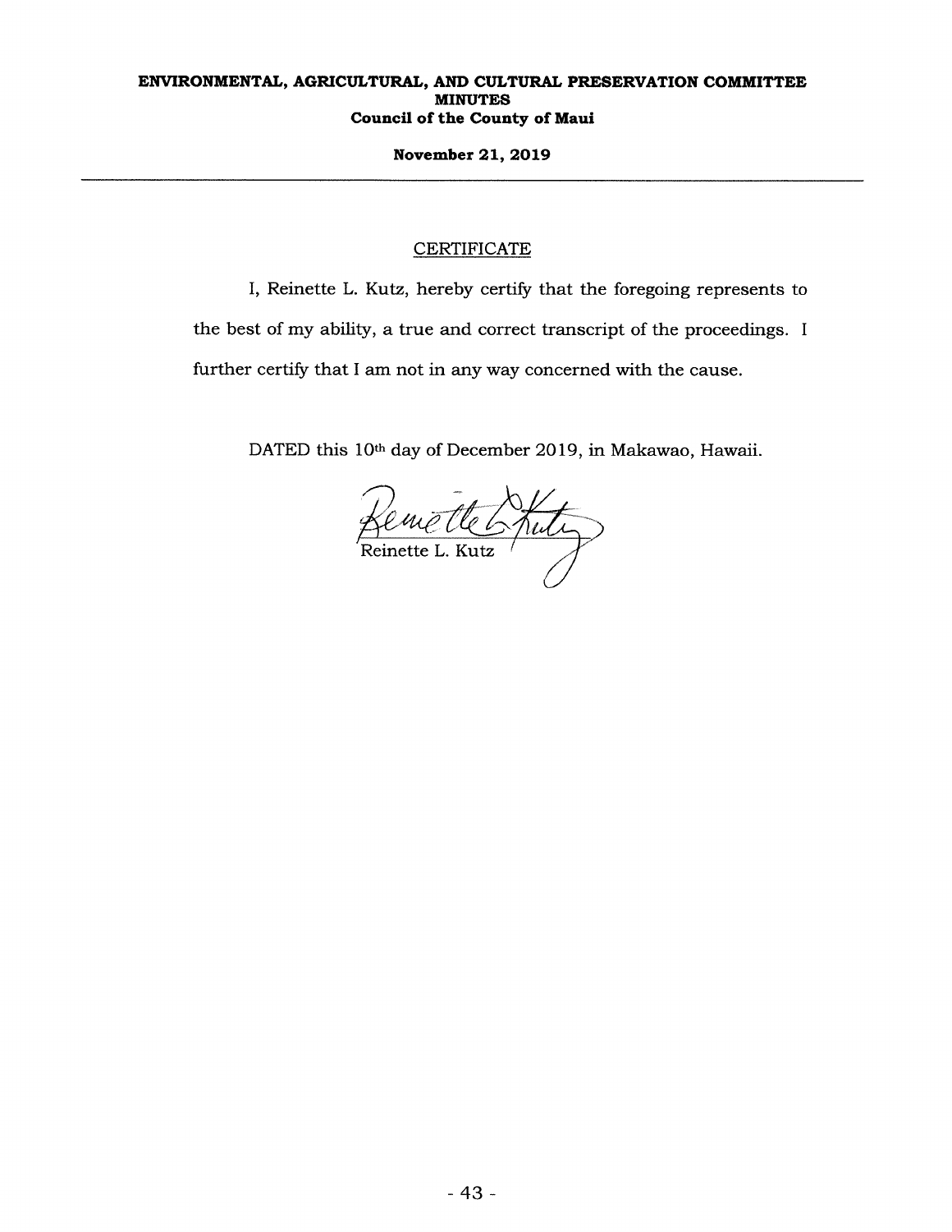## CERTIFICATE

I, Reinette L. Kutz, hereby certify that the foregoing represents to the best of my ability, a true and correct transcript of the proceedings. I further certify that I am not in any way concerned with the cause.

DATED this 10th day of December 2019, in Makawao, Hawaii.

Reinette L. Kutz